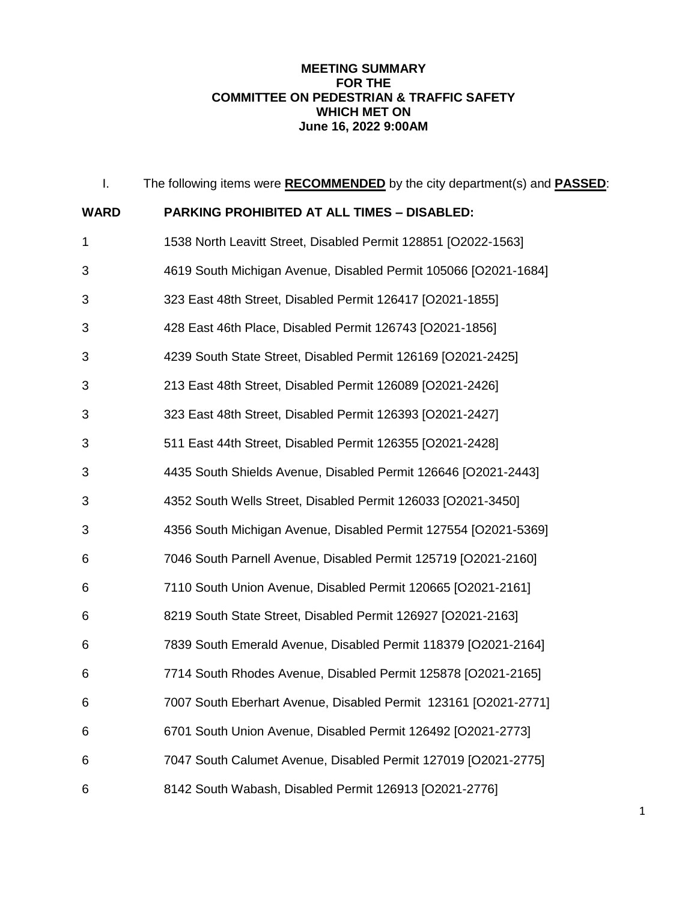**MEETING SUMMARY**
**FOR THE**
**COMMITTEE ON PEDESTRIAN & TRAFFIC SAFETY**
**WHICH MET ON**
**June 16, 2022 9:00AM**

I. The following items were **RECOMMENDED** by the city department(s) and **PASSED**:

| WARD | PARKING PROHIBITED AT ALL TIMES – DISABLED: |
|---|---|
| 1 | 1538 North Leavitt Street, Disabled Permit 128851 [O2022-1563] |
| 3 | 4619 South Michigan Avenue, Disabled Permit 105066 [O2021-1684] |
| 3 | 323 East 48th Street, Disabled Permit 126417 [O2021-1855] |
| 3 | 428 East 46th Place, Disabled Permit 126743 [O2021-1856] |
| 3 | 4239 South State Street, Disabled Permit 126169 [O2021-2425] |
| 3 | 213 East 48th Street, Disabled Permit 126089 [O2021-2426] |
| 3 | 323 East 48th Street, Disabled Permit 126393 [O2021-2427] |
| 3 | 511 East 44th Street, Disabled Permit 126355 [O2021-2428] |
| 3 | 4435 South Shields Avenue, Disabled Permit 126646 [O2021-2443] |
| 3 | 4352 South Wells Street, Disabled Permit 126033 [O2021-3450] |
| 3 | 4356 South Michigan Avenue, Disabled Permit 127554 [O2021-5369] |
| 6 | 7046 South Parnell Avenue, Disabled Permit 125719 [O2021-2160] |
| 6 | 7110 South Union Avenue, Disabled Permit 120665 [O2021-2161] |
| 6 | 8219 South State Street, Disabled Permit 126927 [O2021-2163] |
| 6 | 7839 South Emerald Avenue, Disabled Permit 118379 [O2021-2164] |
| 6 | 7714 South Rhodes Avenue, Disabled Permit 125878 [O2021-2165] |
| 6 | 7007 South Eberhart Avenue, Disabled Permit 123161 [O2021-2771] |
| 6 | 6701 South Union Avenue, Disabled Permit 126492 [O2021-2773] |
| 6 | 7047 South Calumet Avenue, Disabled Permit 127019 [O2021-2775] |
| 6 | 8142 South Wabash, Disabled Permit 126913 [O2021-2776] |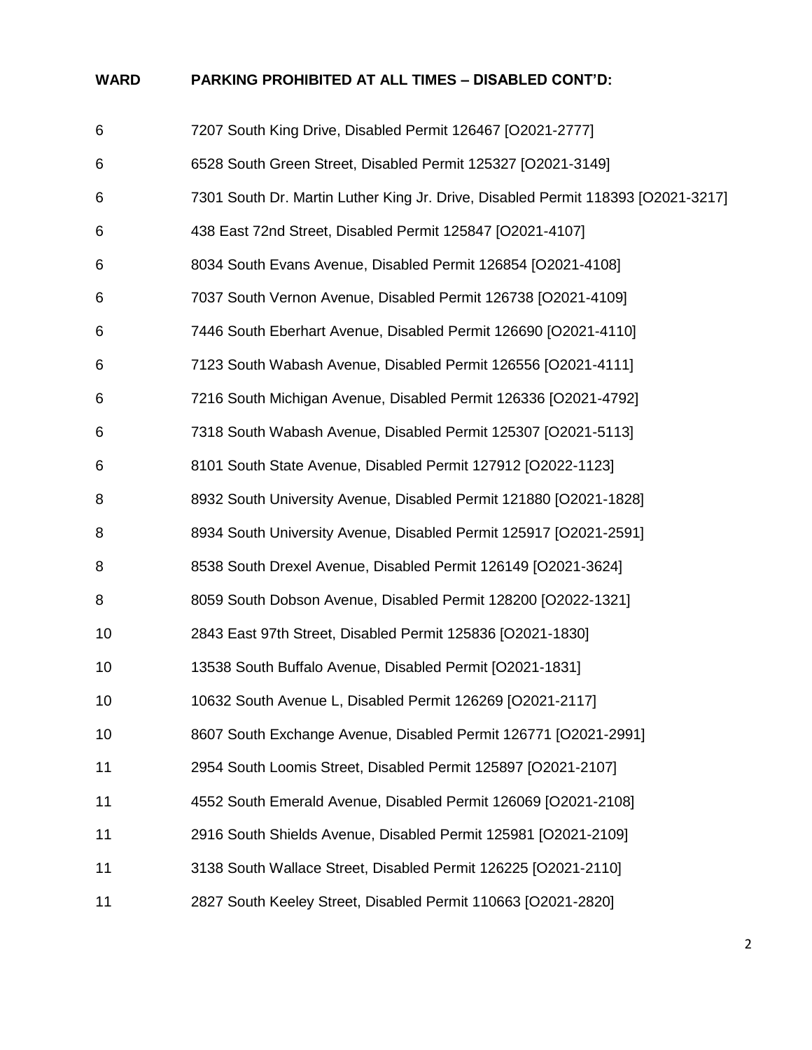| WARD | PARKING PROHIBITED AT ALL TIMES – DISABLED CONT'D: |
| --- | --- |
| 6 | 7207 South King Drive, Disabled Permit 126467 [O2021-2777] |
| 6 | 6528 South Green Street, Disabled Permit 125327 [O2021-3149] |
| 6 | 7301 South Dr. Martin Luther King Jr. Drive, Disabled Permit 118393 [O2021-3217] |
| 6 | 438 East 72nd Street, Disabled Permit 125847 [O2021-4107] |
| 6 | 8034 South Evans Avenue, Disabled Permit 126854 [O2021-4108] |
| 6 | 7037 South Vernon Avenue, Disabled Permit 126738 [O2021-4109] |
| 6 | 7446 South Eberhart Avenue, Disabled Permit 126690 [O2021-4110] |
| 6 | 7123 South Wabash Avenue, Disabled Permit 126556 [O2021-4111] |
| 6 | 7216 South Michigan Avenue, Disabled Permit 126336 [O2021-4792] |
| 6 | 7318 South Wabash Avenue, Disabled Permit 125307 [O2021-5113] |
| 6 | 8101 South State Avenue, Disabled Permit 127912 [O2022-1123] |
| 8 | 8932 South University Avenue, Disabled Permit 121880 [O2021-1828] |
| 8 | 8934 South University Avenue, Disabled Permit 125917 [O2021-2591] |
| 8 | 8538 South Drexel Avenue, Disabled Permit 126149 [O2021-3624] |
| 8 | 8059 South Dobson Avenue, Disabled Permit 128200 [O2022-1321] |
| 10 | 2843 East 97th Street, Disabled Permit 125836 [O2021-1830] |
| 10 | 13538 South Buffalo Avenue, Disabled Permit [O2021-1831] |
| 10 | 10632 South Avenue L, Disabled Permit 126269 [O2021-2117] |
| 10 | 8607 South Exchange Avenue, Disabled Permit 126771 [O2021-2991] |
| 11 | 2954 South Loomis Street, Disabled Permit 125897 [O2021-2107] |
| 11 | 4552 South Emerald Avenue, Disabled Permit 126069 [O2021-2108] |
| 11 | 2916 South Shields Avenue, Disabled Permit 125981 [O2021-2109] |
| 11 | 3138 South Wallace Street, Disabled Permit 126225 [O2021-2110] |
| 11 | 2827 South Keeley Street, Disabled Permit 110663 [O2021-2820] |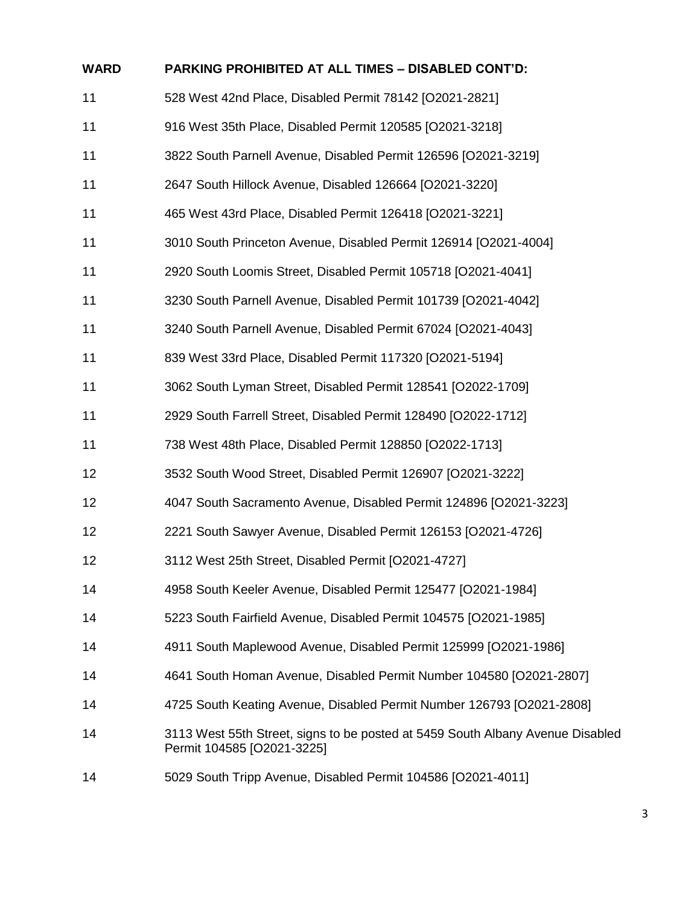| WARD | PARKING PROHIBITED AT ALL TIMES – DISABLED CONT'D: |
| --- | --- |
| 11 | 528 West 42nd Place, Disabled Permit 78142 [O2021-2821] |
| 11 | 916 West 35th Place, Disabled Permit 120585 [O2021-3218] |
| 11 | 3822 South Parnell Avenue, Disabled Permit 126596 [O2021-3219] |
| 11 | 2647 South Hillock Avenue, Disabled 126664 [O2021-3220] |
| 11 | 465 West 43rd Place, Disabled Permit 126418 [O2021-3221] |
| 11 | 3010 South Princeton Avenue, Disabled Permit 126914 [O2021-4004] |
| 11 | 2920 South Loomis Street, Disabled Permit 105718 [O2021-4041] |
| 11 | 3230 South Parnell Avenue, Disabled Permit 101739 [O2021-4042] |
| 11 | 3240 South Parnell Avenue, Disabled Permit 67024 [O2021-4043] |
| 11 | 839 West 33rd Place, Disabled Permit 117320 [O2021-5194] |
| 11 | 3062 South Lyman Street, Disabled Permit 128541 [O2022-1709] |
| 11 | 2929 South Farrell Street, Disabled Permit 128490 [O2022-1712] |
| 11 | 738 West 48th Place, Disabled Permit 128850 [O2022-1713] |
| 12 | 3532 South Wood Street, Disabled Permit 126907 [O2021-3222] |
| 12 | 4047 South Sacramento Avenue, Disabled Permit 124896 [O2021-3223] |
| 12 | 2221 South Sawyer Avenue, Disabled Permit 126153 [O2021-4726] |
| 12 | 3112 West 25th Street, Disabled Permit [O2021-4727] |
| 14 | 4958 South Keeler Avenue, Disabled Permit 125477 [O2021-1984] |
| 14 | 5223 South Fairfield Avenue, Disabled Permit 104575 [O2021-1985] |
| 14 | 4911 South Maplewood Avenue, Disabled Permit 125999 [O2021-1986] |
| 14 | 4641 South Homan Avenue, Disabled Permit Number 104580 [O2021-2807] |
| 14 | 4725 South Keating Avenue, Disabled Permit Number 126793 [O2021-2808] |
| 14 | 3113 West 55th Street, signs to be posted at 5459 South Albany Avenue Disabled Permit 104585 [O2021-3225] |
| 14 | 5029 South Tripp Avenue, Disabled Permit 104586 [O2021-4011] |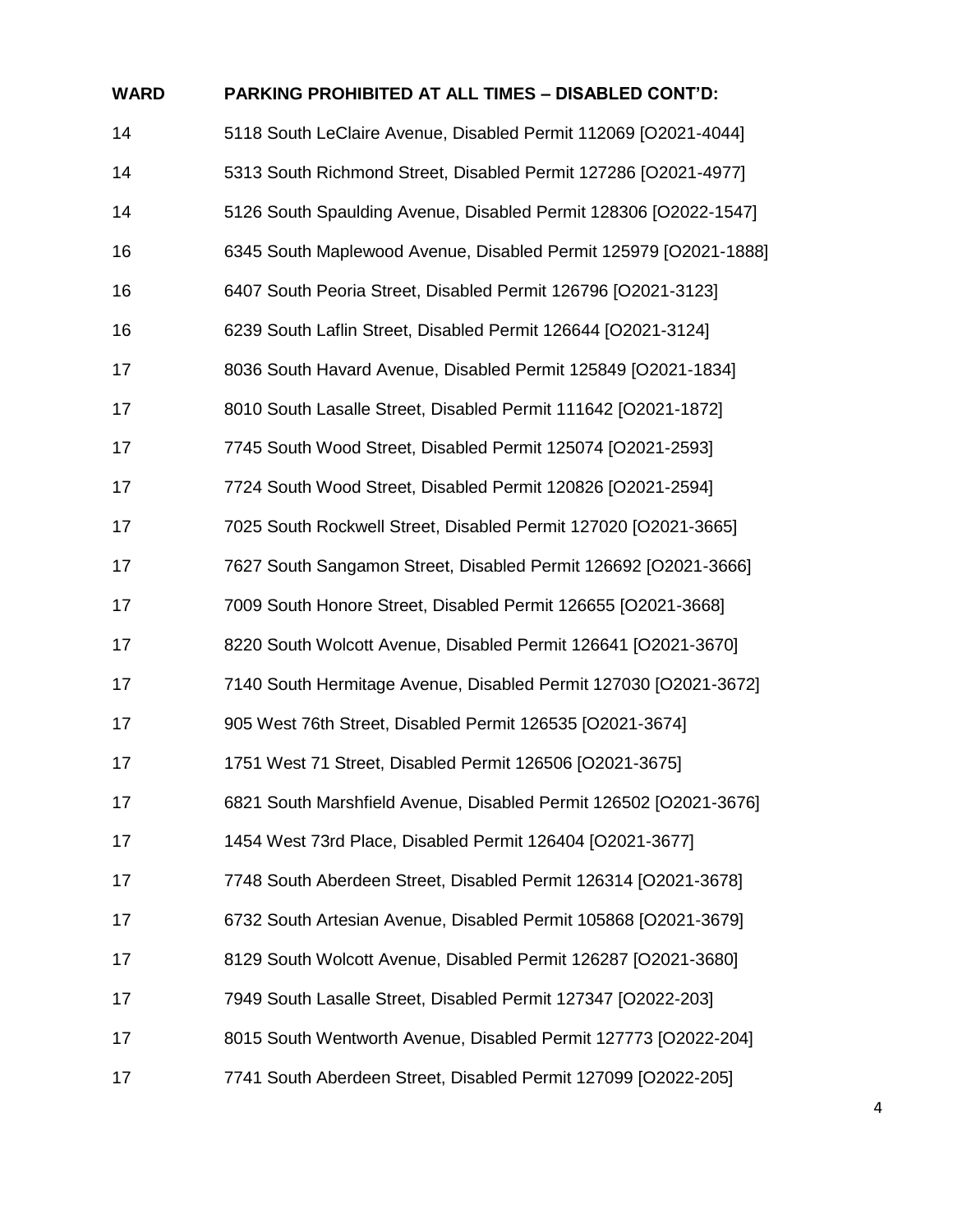| WARD | PARKING PROHIBITED AT ALL TIMES – DISABLED CONT'D: |
| --- | --- |
| 14 | 5118 South LeClaire Avenue, Disabled Permit 112069 [O2021-4044] |
| 14 | 5313 South Richmond Street, Disabled Permit 127286 [O2021-4977] |
| 14 | 5126 South Spaulding Avenue, Disabled Permit 128306 [O2022-1547] |
| 16 | 6345 South Maplewood Avenue, Disabled Permit 125979 [O2021-1888] |
| 16 | 6407 South Peoria Street, Disabled Permit 126796 [O2021-3123] |
| 16 | 6239 South Laflin Street, Disabled Permit 126644 [O2021-3124] |
| 17 | 8036 South Havard Avenue, Disabled Permit 125849 [O2021-1834] |
| 17 | 8010 South Lasalle Street, Disabled Permit 111642 [O2021-1872] |
| 17 | 7745 South Wood Street, Disabled Permit 125074 [O2021-2593] |
| 17 | 7724 South Wood Street, Disabled Permit 120826 [O2021-2594] |
| 17 | 7025 South Rockwell Street, Disabled Permit 127020 [O2021-3665] |
| 17 | 7627 South Sangamon Street, Disabled Permit 126692 [O2021-3666] |
| 17 | 7009 South Honore Street, Disabled Permit 126655 [O2021-3668] |
| 17 | 8220 South Wolcott Avenue, Disabled Permit 126641 [O2021-3670] |
| 17 | 7140 South Hermitage Avenue, Disabled Permit 127030 [O2021-3672] |
| 17 | 905 West 76th Street, Disabled Permit 126535 [O2021-3674] |
| 17 | 1751 West 71 Street, Disabled Permit 126506 [O2021-3675] |
| 17 | 6821 South Marshfield Avenue, Disabled Permit 126502 [O2021-3676] |
| 17 | 1454 West 73rd Place, Disabled Permit 126404 [O2021-3677] |
| 17 | 7748 South Aberdeen Street, Disabled Permit 126314 [O2021-3678] |
| 17 | 6732 South Artesian Avenue, Disabled Permit 105868 [O2021-3679] |
| 17 | 8129 South Wolcott Avenue, Disabled Permit 126287 [O2021-3680] |
| 17 | 7949 South Lasalle Street, Disabled Permit 127347 [O2022-203] |
| 17 | 8015 South Wentworth Avenue, Disabled Permit 127773 [O2022-204] |
| 17 | 7741 South Aberdeen Street, Disabled Permit 127099 [O2022-205] |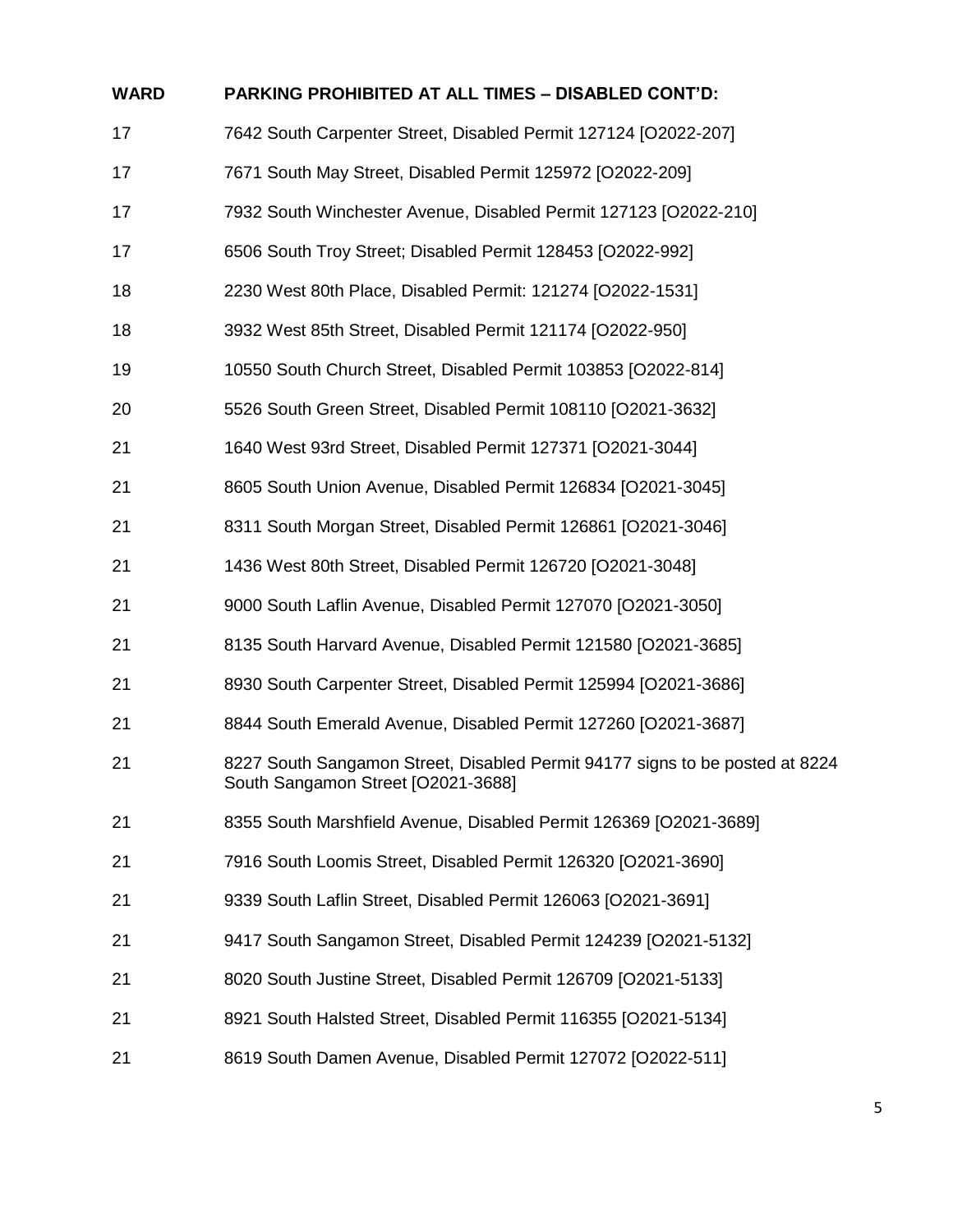| WARD | PARKING PROHIBITED AT ALL TIMES – DISABLED CONT'D: |
|---|---|
| 17 | 7642 South Carpenter Street, Disabled Permit 127124 [O2022-207] |
| 17 | 7671 South May Street, Disabled Permit 125972 [O2022-209] |
| 17 | 7932 South Winchester Avenue, Disabled Permit 127123 [O2022-210] |
| 17 | 6506 South Troy Street; Disabled Permit 128453 [O2022-992] |
| 18 | 2230 West 80th Place, Disabled Permit: 121274 [O2022-1531] |
| 18 | 3932 West 85th Street, Disabled Permit 121174 [O2022-950] |
| 19 | 10550 South Church Street, Disabled Permit 103853 [O2022-814] |
| 20 | 5526 South Green Street, Disabled Permit 108110 [O2021-3632] |
| 21 | 1640 West 93rd Street, Disabled Permit 127371 [O2021-3044] |
| 21 | 8605 South Union Avenue, Disabled Permit 126834 [O2021-3045] |
| 21 | 8311 South Morgan Street, Disabled Permit 126861 [O2021-3046] |
| 21 | 1436 West 80th Street, Disabled Permit 126720 [O2021-3048] |
| 21 | 9000 South Laflin Avenue, Disabled Permit 127070 [O2021-3050] |
| 21 | 8135 South Harvard Avenue, Disabled Permit 121580 [O2021-3685] |
| 21 | 8930 South Carpenter Street, Disabled Permit 125994 [O2021-3686] |
| 21 | 8844 South Emerald Avenue, Disabled Permit 127260 [O2021-3687] |
| 21 | 8227 South Sangamon Street, Disabled Permit 94177 signs to be posted at 8224 South Sangamon Street [O2021-3688] |
| 21 | 8355 South Marshfield Avenue, Disabled Permit 126369 [O2021-3689] |
| 21 | 7916 South Loomis Street, Disabled Permit 126320 [O2021-3690] |
| 21 | 9339 South Laflin Street, Disabled Permit 126063 [O2021-3691] |
| 21 | 9417 South Sangamon Street, Disabled Permit 124239 [O2021-5132] |
| 21 | 8020 South Justine Street, Disabled Permit 126709 [O2021-5133] |
| 21 | 8921 South Halsted Street, Disabled Permit 116355 [O2021-5134] |
| 21 | 8619 South Damen Avenue, Disabled Permit 127072 [O2022-511] |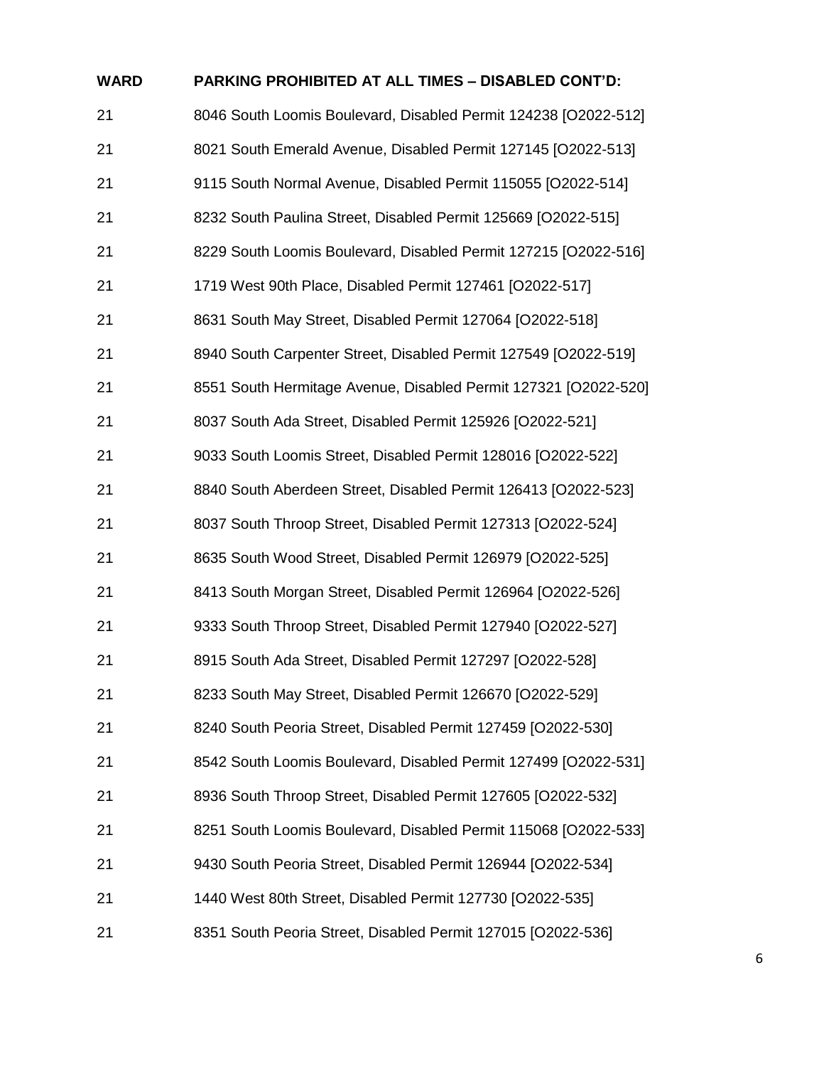| WARD | PARKING PROHIBITED AT ALL TIMES – DISABLED CONT'D: |
| --- | --- |
| 21 | 8046 South Loomis Boulevard, Disabled Permit 124238 [O2022-512] |
| 21 | 8021 South Emerald Avenue, Disabled Permit 127145 [O2022-513] |
| 21 | 9115 South Normal Avenue, Disabled Permit 115055 [O2022-514] |
| 21 | 8232 South Paulina Street, Disabled Permit 125669 [O2022-515] |
| 21 | 8229 South Loomis Boulevard, Disabled Permit 127215 [O2022-516] |
| 21 | 1719 West 90th Place, Disabled Permit 127461 [O2022-517] |
| 21 | 8631 South May Street, Disabled Permit 127064 [O2022-518] |
| 21 | 8940 South Carpenter Street, Disabled Permit 127549 [O2022-519] |
| 21 | 8551 South Hermitage Avenue, Disabled Permit 127321 [O2022-520] |
| 21 | 8037 South Ada Street, Disabled Permit 125926 [O2022-521] |
| 21 | 9033 South Loomis Street, Disabled Permit 128016 [O2022-522] |
| 21 | 8840 South Aberdeen Street, Disabled Permit 126413 [O2022-523] |
| 21 | 8037 South Throop Street, Disabled Permit 127313 [O2022-524] |
| 21 | 8635 South Wood Street, Disabled Permit 126979 [O2022-525] |
| 21 | 8413 South Morgan Street, Disabled Permit 126964 [O2022-526] |
| 21 | 9333 South Throop Street, Disabled Permit 127940 [O2022-527] |
| 21 | 8915 South Ada Street, Disabled Permit 127297 [O2022-528] |
| 21 | 8233 South May Street, Disabled Permit 126670 [O2022-529] |
| 21 | 8240 South Peoria Street, Disabled Permit 127459 [O2022-530] |
| 21 | 8542 South Loomis Boulevard, Disabled Permit 127499 [O2022-531] |
| 21 | 8936 South Throop Street, Disabled Permit 127605 [O2022-532] |
| 21 | 8251 South Loomis Boulevard, Disabled Permit 115068 [O2022-533] |
| 21 | 9430 South Peoria Street, Disabled Permit 126944 [O2022-534] |
| 21 | 1440 West 80th Street, Disabled Permit 127730 [O2022-535] |
| 21 | 8351 South Peoria Street, Disabled Permit 127015 [O2022-536] |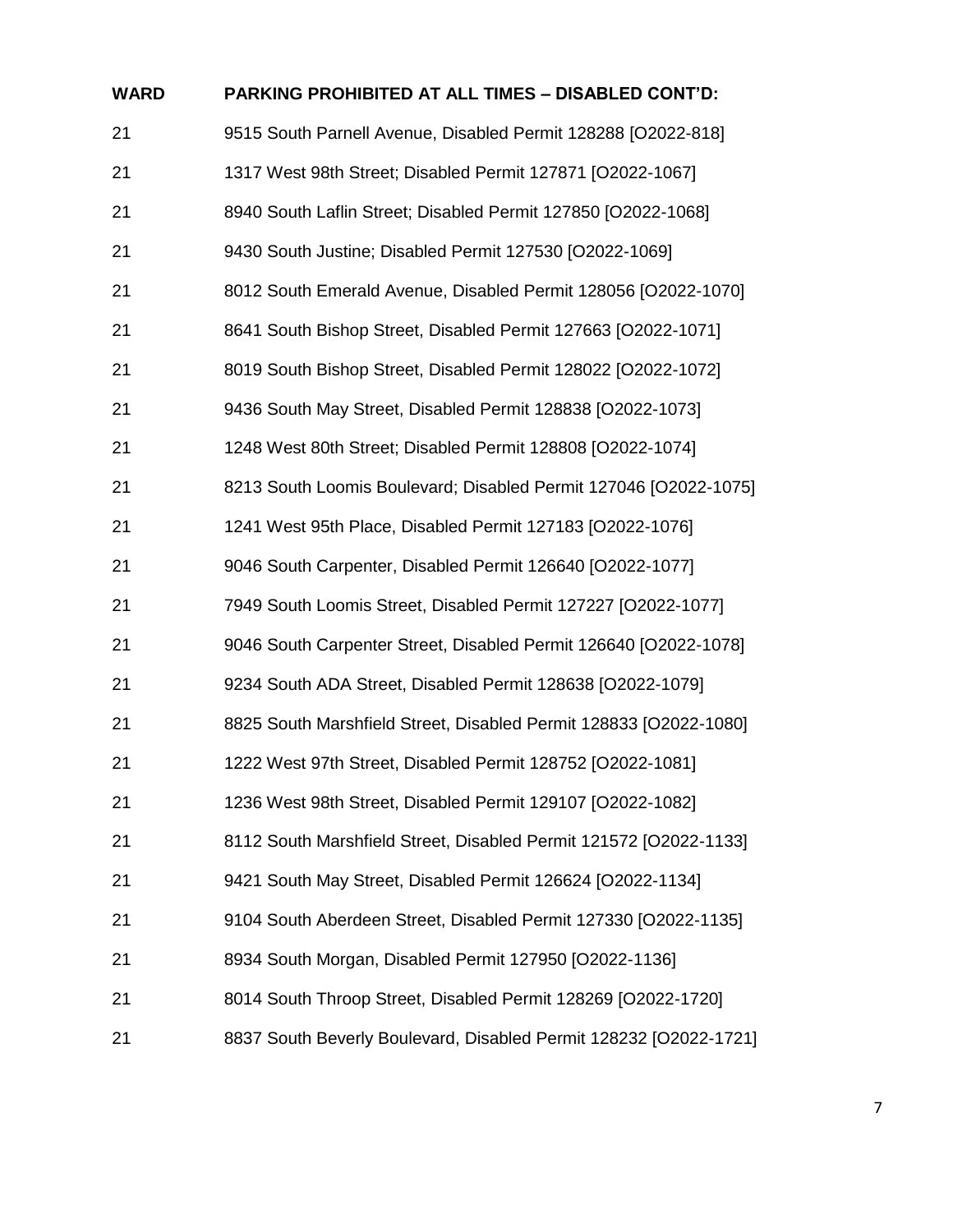| WARD | PARKING PROHIBITED AT ALL TIMES – DISABLED CONT'D: |
|---|---|
| 21 | 9515 South Parnell Avenue, Disabled Permit 128288 [O2022-818] |
| 21 | 1317 West 98th Street; Disabled Permit 127871 [O2022-1067] |
| 21 | 8940 South Laflin Street; Disabled Permit 127850 [O2022-1068] |
| 21 | 9430 South Justine; Disabled Permit 127530 [O2022-1069] |
| 21 | 8012 South Emerald Avenue, Disabled Permit 128056 [O2022-1070] |
| 21 | 8641 South Bishop Street, Disabled Permit 127663 [O2022-1071] |
| 21 | 8019 South Bishop Street, Disabled Permit 128022 [O2022-1072] |
| 21 | 9436 South May Street, Disabled Permit 128838 [O2022-1073] |
| 21 | 1248 West 80th Street; Disabled Permit 128808 [O2022-1074] |
| 21 | 8213 South Loomis Boulevard; Disabled Permit 127046 [O2022-1075] |
| 21 | 1241 West 95th Place, Disabled Permit 127183 [O2022-1076] |
| 21 | 9046 South Carpenter, Disabled Permit 126640 [O2022-1077] |
| 21 | 7949 South Loomis Street, Disabled Permit 127227 [O2022-1077] |
| 21 | 9046 South Carpenter Street, Disabled Permit 126640 [O2022-1078] |
| 21 | 9234 South ADA Street, Disabled Permit 128638 [O2022-1079] |
| 21 | 8825 South Marshfield Street, Disabled Permit 128833 [O2022-1080] |
| 21 | 1222 West 97th Street, Disabled Permit 128752 [O2022-1081] |
| 21 | 1236 West 98th Street, Disabled Permit 129107 [O2022-1082] |
| 21 | 8112 South Marshfield Street, Disabled Permit 121572 [O2022-1133] |
| 21 | 9421 South May Street, Disabled Permit 126624 [O2022-1134] |
| 21 | 9104 South Aberdeen Street, Disabled Permit 127330 [O2022-1135] |
| 21 | 8934 South Morgan, Disabled Permit 127950 [O2022-1136] |
| 21 | 8014 South Throop Street, Disabled Permit 128269 [O2022-1720] |
| 21 | 8837 South Beverly Boulevard, Disabled Permit 128232 [O2022-1721] |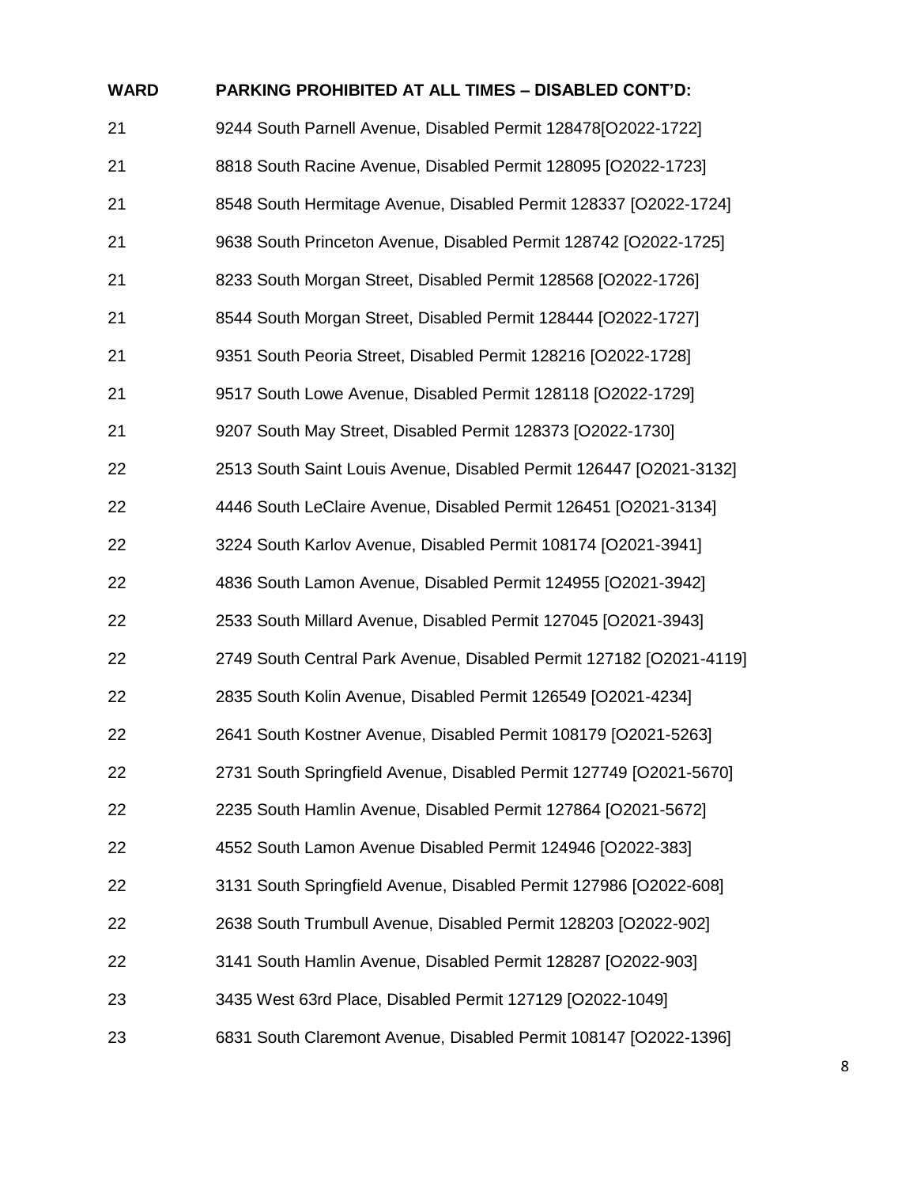| WARD | PARKING PROHIBITED AT ALL TIMES – DISABLED CONT'D: |
|---|---|
| 21 | 9244 South Parnell Avenue, Disabled Permit 128478[O2022-1722] |
| 21 | 8818 South Racine Avenue, Disabled Permit 128095 [O2022-1723] |
| 21 | 8548 South Hermitage Avenue, Disabled Permit 128337 [O2022-1724] |
| 21 | 9638 South Princeton Avenue, Disabled Permit 128742 [O2022-1725] |
| 21 | 8233 South Morgan Street, Disabled Permit 128568 [O2022-1726] |
| 21 | 8544 South Morgan Street, Disabled Permit 128444 [O2022-1727] |
| 21 | 9351 South Peoria Street, Disabled Permit 128216 [O2022-1728] |
| 21 | 9517 South Lowe Avenue, Disabled Permit 128118 [O2022-1729] |
| 21 | 9207 South May Street, Disabled Permit 128373 [O2022-1730] |
| 22 | 2513 South Saint Louis Avenue, Disabled Permit 126447 [O2021-3132] |
| 22 | 4446 South LeClaire Avenue, Disabled Permit 126451 [O2021-3134] |
| 22 | 3224 South Karlov Avenue, Disabled Permit 108174 [O2021-3941] |
| 22 | 4836 South Lamon Avenue, Disabled Permit 124955 [O2021-3942] |
| 22 | 2533 South Millard Avenue, Disabled Permit 127045 [O2021-3943] |
| 22 | 2749 South Central Park Avenue, Disabled Permit 127182 [O2021-4119] |
| 22 | 2835 South Kolin Avenue, Disabled Permit 126549 [O2021-4234] |
| 22 | 2641 South Kostner Avenue, Disabled Permit 108179 [O2021-5263] |
| 22 | 2731 South Springfield Avenue, Disabled Permit 127749 [O2021-5670] |
| 22 | 2235 South Hamlin Avenue, Disabled Permit 127864 [O2021-5672] |
| 22 | 4552 South Lamon Avenue Disabled Permit 124946 [O2022-383] |
| 22 | 3131 South Springfield Avenue, Disabled Permit 127986 [O2022-608] |
| 22 | 2638 South Trumbull Avenue, Disabled Permit 128203 [O2022-902] |
| 22 | 3141 South Hamlin Avenue, Disabled Permit 128287 [O2022-903] |
| 23 | 3435 West 63rd Place, Disabled Permit 127129 [O2022-1049] |
| 23 | 6831 South Claremont Avenue, Disabled Permit 108147 [O2022-1396] |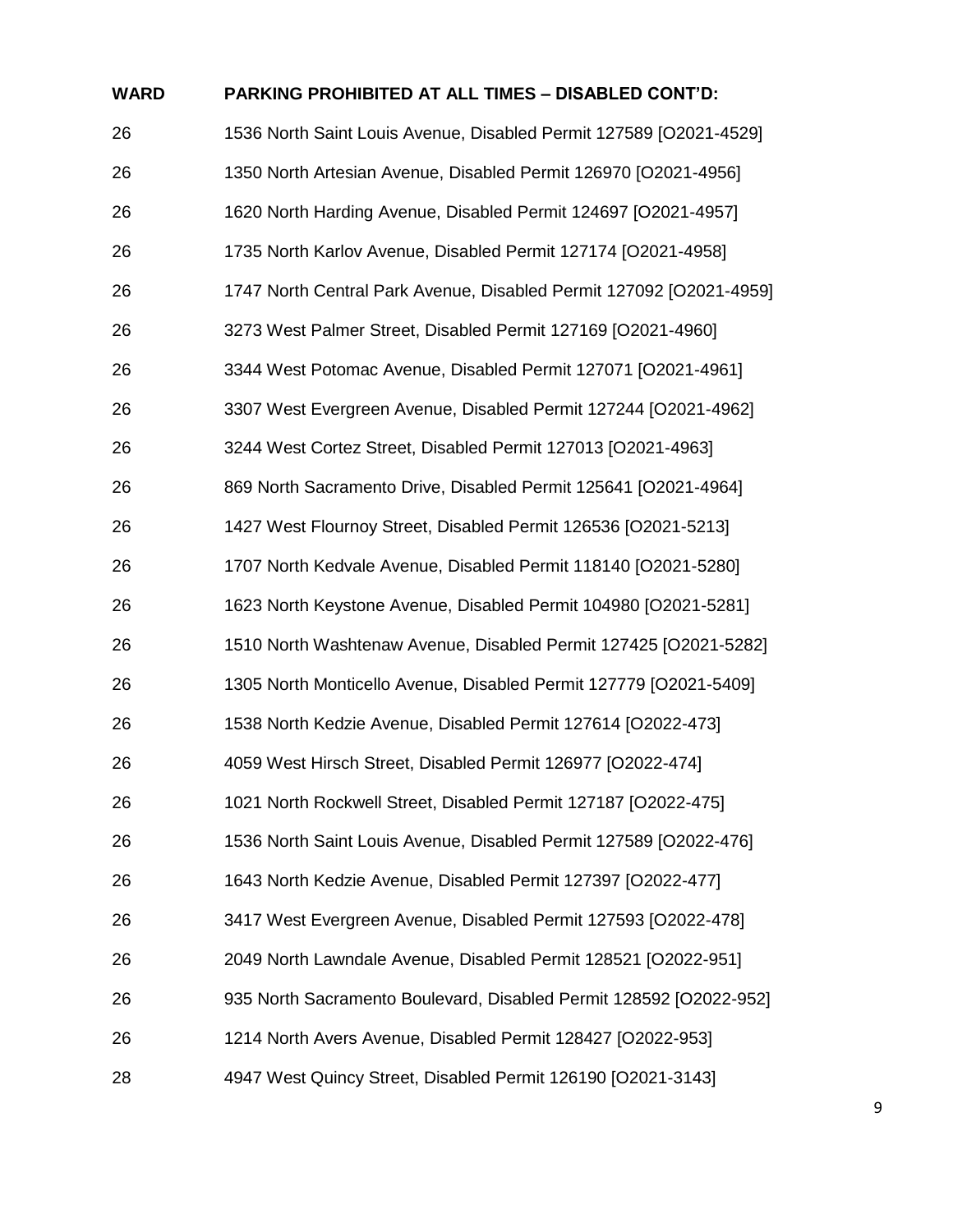| WARD | PARKING PROHIBITED AT ALL TIMES – DISABLED CONT'D: |
|---|---|
| 26 | 1536 North Saint Louis Avenue, Disabled Permit 127589 [O2021-4529] |
| 26 | 1350 North Artesian Avenue, Disabled Permit 126970 [O2021-4956] |
| 26 | 1620 North Harding Avenue, Disabled Permit 124697 [O2021-4957] |
| 26 | 1735 North Karlov Avenue, Disabled Permit 127174 [O2021-4958] |
| 26 | 1747 North Central Park Avenue, Disabled Permit 127092 [O2021-4959] |
| 26 | 3273 West Palmer Street, Disabled Permit 127169 [O2021-4960] |
| 26 | 3344 West Potomac Avenue, Disabled Permit 127071 [O2021-4961] |
| 26 | 3307 West Evergreen Avenue, Disabled Permit 127244 [O2021-4962] |
| 26 | 3244 West Cortez Street, Disabled Permit 127013 [O2021-4963] |
| 26 | 869 North Sacramento Drive, Disabled Permit 125641 [O2021-4964] |
| 26 | 1427 West Flournoy Street, Disabled Permit 126536 [O2021-5213] |
| 26 | 1707 North Kedvale Avenue, Disabled Permit 118140 [O2021-5280] |
| 26 | 1623 North Keystone Avenue, Disabled Permit 104980 [O2021-5281] |
| 26 | 1510 North Washtenaw Avenue, Disabled Permit 127425 [O2021-5282] |
| 26 | 1305 North Monticello Avenue, Disabled Permit 127779 [O2021-5409] |
| 26 | 1538 North Kedzie Avenue, Disabled Permit 127614 [O2022-473] |
| 26 | 4059 West Hirsch Street, Disabled Permit 126977 [O2022-474] |
| 26 | 1021 North Rockwell Street, Disabled Permit 127187 [O2022-475] |
| 26 | 1536 North Saint Louis Avenue, Disabled Permit 127589 [O2022-476] |
| 26 | 1643 North Kedzie Avenue, Disabled Permit 127397 [O2022-477] |
| 26 | 3417 West Evergreen Avenue, Disabled Permit 127593 [O2022-478] |
| 26 | 2049 North Lawndale Avenue, Disabled Permit 128521 [O2022-951] |
| 26 | 935 North Sacramento Boulevard, Disabled Permit 128592 [O2022-952] |
| 26 | 1214 North Avers Avenue, Disabled Permit 128427 [O2022-953] |
| 28 | 4947 West Quincy Street, Disabled Permit 126190 [O2021-3143] |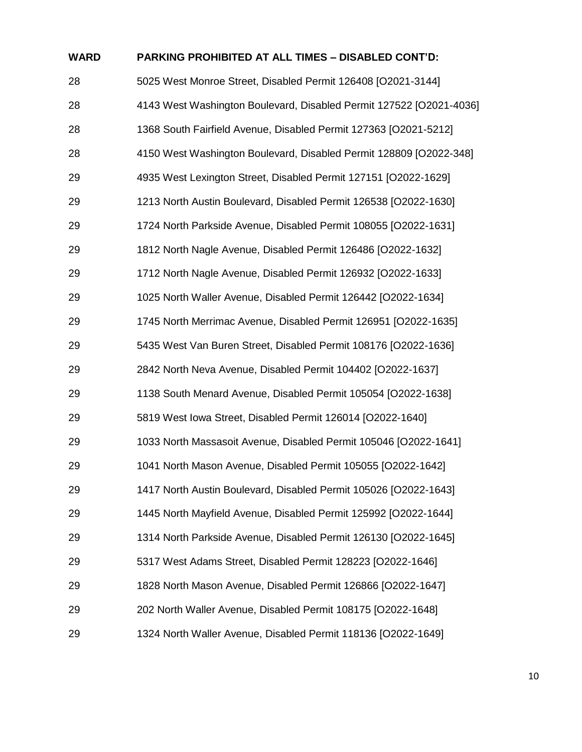| WARD | PARKING PROHIBITED AT ALL TIMES – DISABLED CONT'D: |
| --- | --- |
| 28 | 5025 West Monroe Street, Disabled Permit 126408 [O2021-3144] |
| 28 | 4143 West Washington Boulevard, Disabled Permit 127522 [O2021-4036] |
| 28 | 1368 South Fairfield Avenue, Disabled Permit 127363 [O2021-5212] |
| 28 | 4150 West Washington Boulevard, Disabled Permit 128809 [O2022-348] |
| 29 | 4935 West Lexington Street, Disabled Permit 127151 [O2022-1629] |
| 29 | 1213 North Austin Boulevard, Disabled Permit 126538 [O2022-1630] |
| 29 | 1724 North Parkside Avenue, Disabled Permit 108055 [O2022-1631] |
| 29 | 1812 North Nagle Avenue, Disabled Permit 126486 [O2022-1632] |
| 29 | 1712 North Nagle Avenue, Disabled Permit 126932 [O2022-1633] |
| 29 | 1025 North Waller Avenue, Disabled Permit 126442 [O2022-1634] |
| 29 | 1745 North Merrimac Avenue, Disabled Permit 126951 [O2022-1635] |
| 29 | 5435 West Van Buren Street, Disabled Permit 108176 [O2022-1636] |
| 29 | 2842 North Neva Avenue, Disabled Permit 104402 [O2022-1637] |
| 29 | 1138 South Menard Avenue, Disabled Permit 105054 [O2022-1638] |
| 29 | 5819 West Iowa Street, Disabled Permit 126014 [O2022-1640] |
| 29 | 1033 North Massasoit Avenue, Disabled Permit 105046 [O2022-1641] |
| 29 | 1041 North Mason Avenue, Disabled Permit 105055 [O2022-1642] |
| 29 | 1417 North Austin Boulevard, Disabled Permit 105026 [O2022-1643] |
| 29 | 1445 North Mayfield Avenue, Disabled Permit 125992 [O2022-1644] |
| 29 | 1314 North Parkside Avenue, Disabled Permit 126130 [O2022-1645] |
| 29 | 5317 West Adams Street, Disabled Permit 128223 [O2022-1646] |
| 29 | 1828 North Mason Avenue, Disabled Permit 126866 [O2022-1647] |
| 29 | 202 North Waller Avenue, Disabled Permit 108175 [O2022-1648] |
| 29 | 1324 North Waller Avenue, Disabled Permit 118136 [O2022-1649] |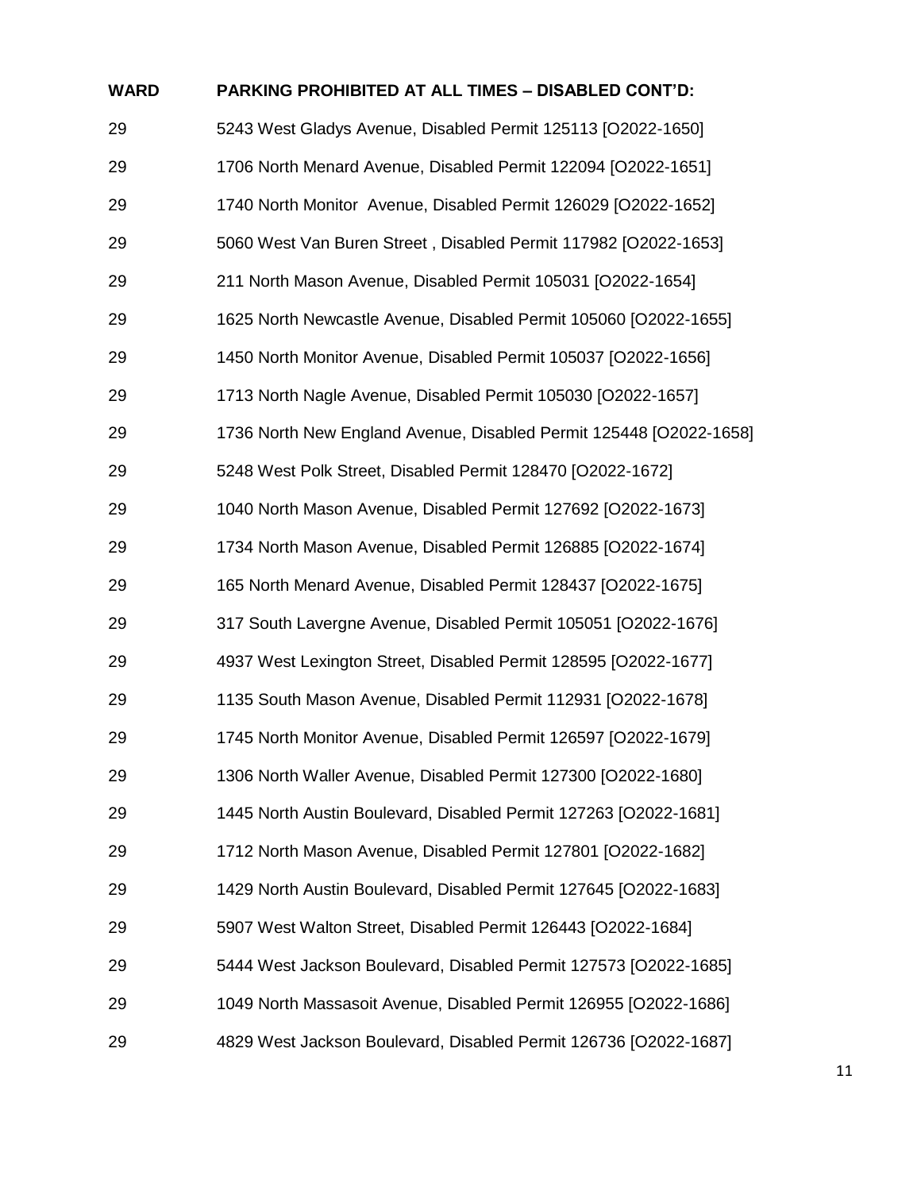| WARD | PARKING PROHIBITED AT ALL TIMES – DISABLED CONT'D: |
| --- | --- |
| 29 | 5243 West Gladys Avenue, Disabled Permit 125113 [O2022-1650] |
| 29 | 1706 North Menard Avenue, Disabled Permit 122094 [O2022-1651] |
| 29 | 1740 North Monitor Avenue, Disabled Permit 126029 [O2022-1652] |
| 29 | 5060 West Van Buren Street , Disabled Permit 117982 [O2022-1653] |
| 29 | 211 North Mason Avenue, Disabled Permit 105031 [O2022-1654] |
| 29 | 1625 North Newcastle Avenue, Disabled Permit 105060 [O2022-1655] |
| 29 | 1450 North Monitor Avenue, Disabled Permit 105037 [O2022-1656] |
| 29 | 1713 North Nagle Avenue, Disabled Permit 105030 [O2022-1657] |
| 29 | 1736 North New England Avenue, Disabled Permit 125448 [O2022-1658] |
| 29 | 5248 West Polk Street, Disabled Permit 128470 [O2022-1672] |
| 29 | 1040 North Mason Avenue, Disabled Permit 127692 [O2022-1673] |
| 29 | 1734 North Mason Avenue, Disabled Permit 126885 [O2022-1674] |
| 29 | 165 North Menard Avenue, Disabled Permit 128437 [O2022-1675] |
| 29 | 317 South Lavergne Avenue, Disabled Permit 105051 [O2022-1676] |
| 29 | 4937 West Lexington Street, Disabled Permit 128595 [O2022-1677] |
| 29 | 1135 South Mason Avenue, Disabled Permit 112931 [O2022-1678] |
| 29 | 1745 North Monitor Avenue, Disabled Permit 126597 [O2022-1679] |
| 29 | 1306 North Waller Avenue, Disabled Permit 127300 [O2022-1680] |
| 29 | 1445 North Austin Boulevard, Disabled Permit 127263 [O2022-1681] |
| 29 | 1712 North Mason Avenue, Disabled Permit 127801 [O2022-1682] |
| 29 | 1429 North Austin Boulevard, Disabled Permit 127645 [O2022-1683] |
| 29 | 5907 West Walton Street, Disabled Permit 126443 [O2022-1684] |
| 29 | 5444 West Jackson Boulevard, Disabled Permit 127573 [O2022-1685] |
| 29 | 1049 North Massasoit Avenue, Disabled Permit 126955 [O2022-1686] |
| 29 | 4829 West Jackson Boulevard, Disabled Permit 126736 [O2022-1687] |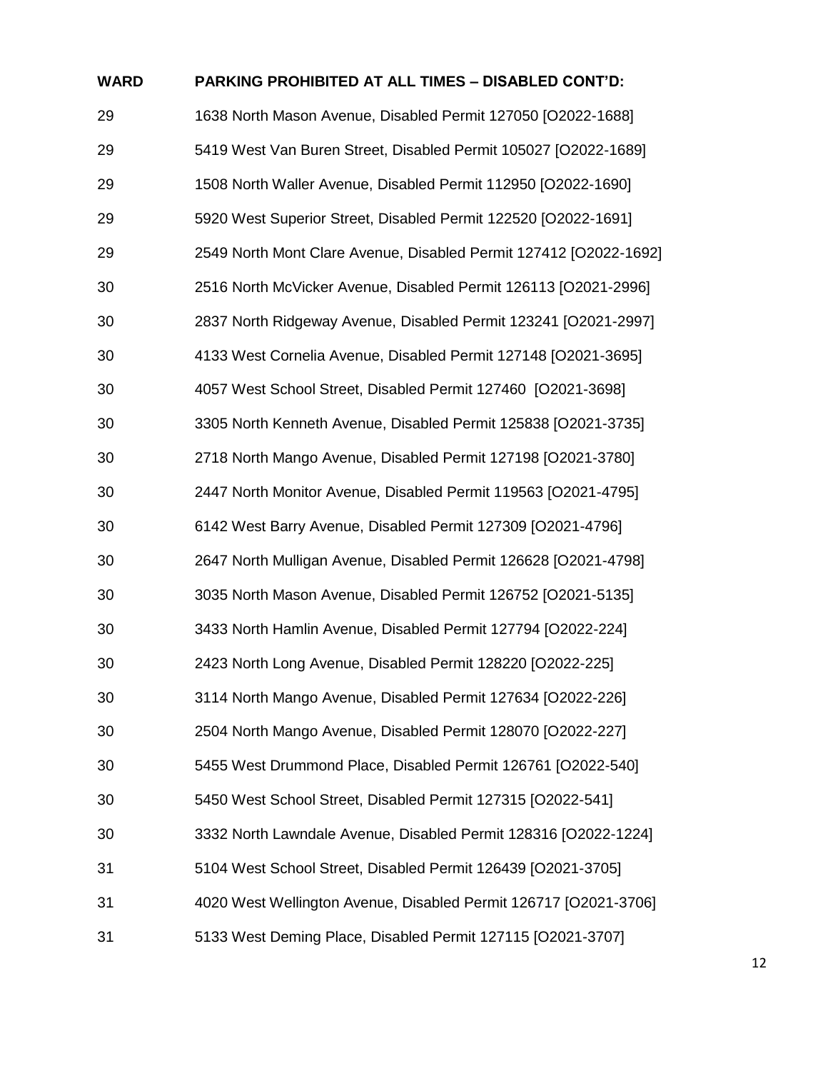| WARD | PARKING PROHIBITED AT ALL TIMES – DISABLED CONT'D: |
|---|---|
| 29 | 1638 North Mason Avenue, Disabled Permit 127050 [O2022-1688] |
| 29 | 5419 West Van Buren Street, Disabled Permit 105027 [O2022-1689] |
| 29 | 1508 North Waller Avenue, Disabled Permit 112950 [O2022-1690] |
| 29 | 5920 West Superior Street, Disabled Permit 122520 [O2022-1691] |
| 29 | 2549 North Mont Clare Avenue, Disabled Permit 127412 [O2022-1692] |
| 30 | 2516 North McVicker Avenue, Disabled Permit 126113 [O2021-2996] |
| 30 | 2837 North Ridgeway Avenue, Disabled Permit 123241 [O2021-2997] |
| 30 | 4133 West Cornelia Avenue, Disabled Permit 127148 [O2021-3695] |
| 30 | 4057 West School Street, Disabled Permit 127460 [O2021-3698] |
| 30 | 3305 North Kenneth Avenue, Disabled Permit 125838 [O2021-3735] |
| 30 | 2718 North Mango Avenue, Disabled Permit 127198 [O2021-3780] |
| 30 | 2447 North Monitor Avenue, Disabled Permit 119563 [O2021-4795] |
| 30 | 6142 West Barry Avenue, Disabled Permit 127309 [O2021-4796] |
| 30 | 2647 North Mulligan Avenue, Disabled Permit 126628 [O2021-4798] |
| 30 | 3035 North Mason Avenue, Disabled Permit 126752 [O2021-5135] |
| 30 | 3433 North Hamlin Avenue, Disabled Permit 127794 [O2022-224] |
| 30 | 2423 North Long Avenue, Disabled Permit 128220 [O2022-225] |
| 30 | 3114 North Mango Avenue, Disabled Permit 127634 [O2022-226] |
| 30 | 2504 North Mango Avenue, Disabled Permit 128070 [O2022-227] |
| 30 | 5455 West Drummond Place, Disabled Permit 126761 [O2022-540] |
| 30 | 5450 West School Street, Disabled Permit 127315 [O2022-541] |
| 30 | 3332 North Lawndale Avenue, Disabled Permit 128316 [O2022-1224] |
| 31 | 5104 West School Street, Disabled Permit 126439 [O2021-3705] |
| 31 | 4020 West Wellington Avenue, Disabled Permit 126717 [O2021-3706] |
| 31 | 5133 West Deming Place, Disabled Permit 127115 [O2021-3707] |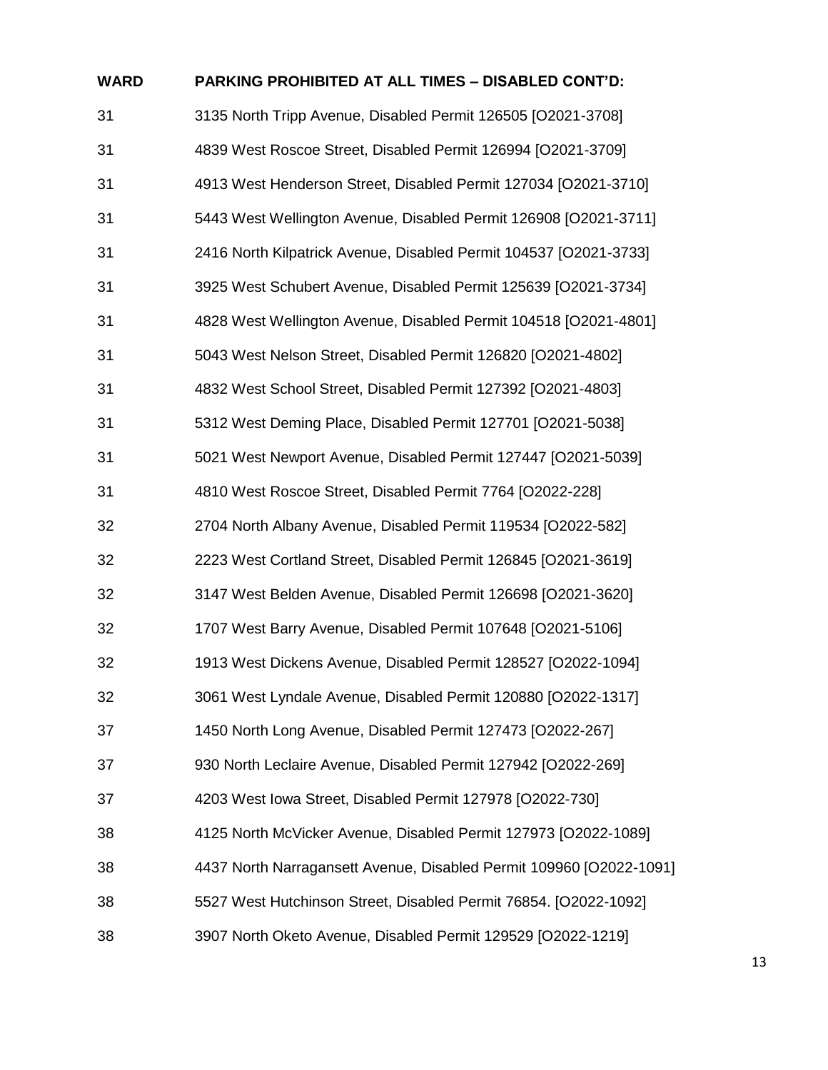| WARD | PARKING PROHIBITED AT ALL TIMES – DISABLED CONT'D: |
| --- | --- |
| 31 | 3135 North Tripp Avenue, Disabled Permit 126505 [O2021-3708] |
| 31 | 4839 West Roscoe Street, Disabled Permit 126994 [O2021-3709] |
| 31 | 4913 West Henderson Street, Disabled Permit 127034 [O2021-3710] |
| 31 | 5443 West Wellington Avenue, Disabled Permit 126908 [O2021-3711] |
| 31 | 2416 North Kilpatrick Avenue, Disabled Permit 104537 [O2021-3733] |
| 31 | 3925 West Schubert Avenue, Disabled Permit 125639 [O2021-3734] |
| 31 | 4828 West Wellington Avenue, Disabled Permit 104518 [O2021-4801] |
| 31 | 5043 West Nelson Street, Disabled Permit 126820 [O2021-4802] |
| 31 | 4832 West School Street, Disabled Permit 127392 [O2021-4803] |
| 31 | 5312 West Deming Place, Disabled Permit 127701 [O2021-5038] |
| 31 | 5021 West Newport Avenue, Disabled Permit 127447 [O2021-5039] |
| 31 | 4810 West Roscoe Street, Disabled Permit 7764 [O2022-228] |
| 32 | 2704 North Albany Avenue, Disabled Permit 119534 [O2022-582] |
| 32 | 2223 West Cortland Street, Disabled Permit 126845 [O2021-3619] |
| 32 | 3147 West Belden Avenue, Disabled Permit 126698 [O2021-3620] |
| 32 | 1707 West Barry Avenue, Disabled Permit 107648 [O2021-5106] |
| 32 | 1913 West Dickens Avenue, Disabled Permit 128527 [O2022-1094] |
| 32 | 3061 West Lyndale Avenue, Disabled Permit 120880 [O2022-1317] |
| 37 | 1450 North Long Avenue, Disabled Permit 127473 [O2022-267] |
| 37 | 930 North Leclaire Avenue, Disabled Permit 127942 [O2022-269] |
| 37 | 4203 West Iowa Street, Disabled Permit 127978 [O2022-730] |
| 38 | 4125 North McVicker Avenue, Disabled Permit 127973 [O2022-1089] |
| 38 | 4437 North Narragansett Avenue, Disabled Permit 109960 [O2022-1091] |
| 38 | 5527 West Hutchinson Street, Disabled Permit 76854. [O2022-1092] |
| 38 | 3907 North Oketo Avenue, Disabled Permit 129529 [O2022-1219] |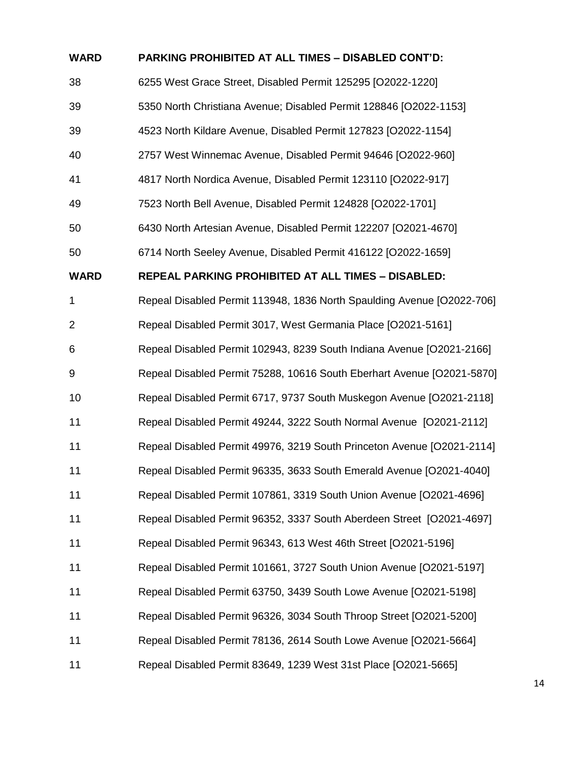| WARD | PARKING PROHIBITED AT ALL TIMES – DISABLED CONT'D: |
|---|---|
| 38 | 6255 West Grace Street, Disabled Permit 125295 [O2022-1220] |
| 39 | 5350 North Christiana Avenue; Disabled Permit 128846 [O2022-1153] |
| 39 | 4523 North Kildare Avenue, Disabled Permit 127823 [O2022-1154] |
| 40 | 2757 West Winnemac Avenue, Disabled Permit 94646 [O2022-960] |
| 41 | 4817 North Nordica Avenue, Disabled Permit 123110 [O2022-917] |
| 49 | 7523 North Bell Avenue, Disabled Permit 124828 [O2022-1701] |
| 50 | 6430 North Artesian Avenue, Disabled Permit 122207 [O2021-4670] |
| 50 | 6714 North Seeley Avenue, Disabled Permit 416122 [O2022-1659] |

| WARD | REPEAL PARKING PROHIBITED AT ALL TIMES – DISABLED: |
|---|---|
| 1 | Repeal Disabled Permit 113948, 1836 North Spaulding Avenue [O2022-706] |
| 2 | Repeal Disabled Permit 3017, West Germania Place [O2021-5161] |
| 6 | Repeal Disabled Permit 102943, 8239 South Indiana Avenue [O2021-2166] |
| 9 | Repeal Disabled Permit 75288, 10616 South Eberhart Avenue [O2021-5870] |
| 10 | Repeal Disabled Permit 6717, 9737 South Muskegon Avenue [O2021-2118] |
| 11 | Repeal Disabled Permit 49244, 3222 South Normal Avenue [O2021-2112] |
| 11 | Repeal Disabled Permit 49976, 3219 South Princeton Avenue [O2021-2114] |
| 11 | Repeal Disabled Permit 96335, 3633 South Emerald Avenue [O2021-4040] |
| 11 | Repeal Disabled Permit 107861, 3319 South Union Avenue [O2021-4696] |
| 11 | Repeal Disabled Permit 96352, 3337 South Aberdeen Street [O2021-4697] |
| 11 | Repeal Disabled Permit 96343, 613 West 46th Street [O2021-5196] |
| 11 | Repeal Disabled Permit 101661, 3727 South Union Avenue [O2021-5197] |
| 11 | Repeal Disabled Permit 63750, 3439 South Lowe Avenue [O2021-5198] |
| 11 | Repeal Disabled Permit 96326, 3034 South Throop Street [O2021-5200] |
| 11 | Repeal Disabled Permit 78136, 2614 South Lowe Avenue [O2021-5664] |
| 11 | Repeal Disabled Permit 83649, 1239 West 31st Place [O2021-5665] |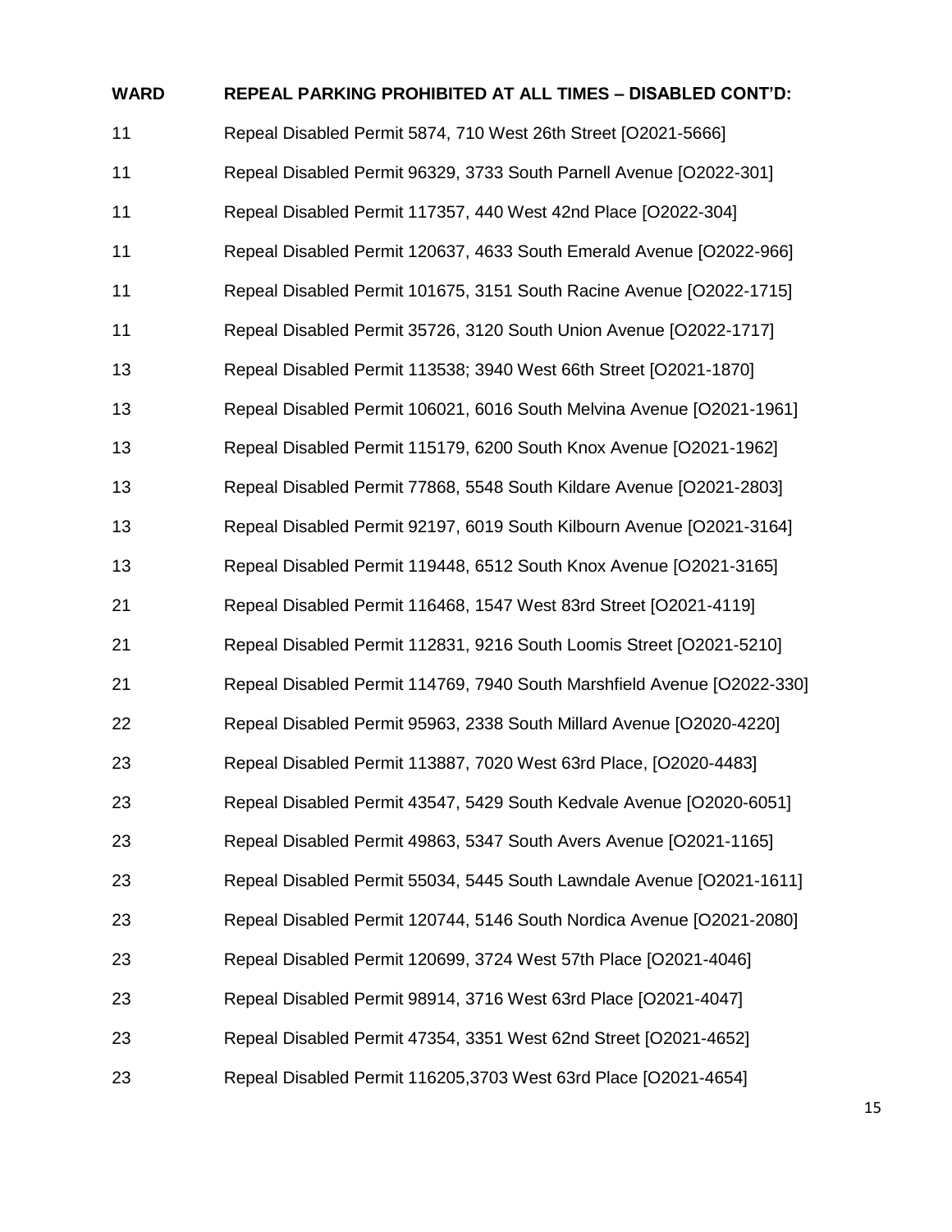| WARD | REPEAL PARKING PROHIBITED AT ALL TIMES – DISABLED CONT'D: |
|---|---|
| 11 | Repeal Disabled Permit 5874, 710 West 26th Street [O2021-5666] |
| 11 | Repeal Disabled Permit 96329, 3733 South Parnell Avenue [O2022-301] |
| 11 | Repeal Disabled Permit 117357, 440 West 42nd Place [O2022-304] |
| 11 | Repeal Disabled Permit 120637, 4633 South Emerald Avenue [O2022-966] |
| 11 | Repeal Disabled Permit 101675, 3151 South Racine Avenue [O2022-1715] |
| 11 | Repeal Disabled Permit 35726, 3120 South Union Avenue [O2022-1717] |
| 13 | Repeal Disabled Permit 113538; 3940 West 66th Street [O2021-1870] |
| 13 | Repeal Disabled Permit 106021, 6016 South Melvina Avenue [O2021-1961] |
| 13 | Repeal Disabled Permit 115179, 6200 South Knox Avenue [O2021-1962] |
| 13 | Repeal Disabled Permit 77868, 5548 South Kildare Avenue [O2021-2803] |
| 13 | Repeal Disabled Permit 92197, 6019 South Kilbourn Avenue [O2021-3164] |
| 13 | Repeal Disabled Permit 119448, 6512 South Knox Avenue [O2021-3165] |
| 21 | Repeal Disabled Permit 116468, 1547 West 83rd Street [O2021-4119] |
| 21 | Repeal Disabled Permit 112831, 9216 South Loomis Street [O2021-5210] |
| 21 | Repeal Disabled Permit 114769, 7940 South Marshfield Avenue [O2022-330] |
| 22 | Repeal Disabled Permit 95963, 2338 South Millard Avenue [O2020-4220] |
| 23 | Repeal Disabled Permit 113887, 7020 West 63rd Place, [O2020-4483] |
| 23 | Repeal Disabled Permit 43547, 5429 South Kedvale Avenue [O2020-6051] |
| 23 | Repeal Disabled Permit 49863, 5347 South Avers Avenue [O2021-1165] |
| 23 | Repeal Disabled Permit 55034, 5445 South Lawndale Avenue [O2021-1611] |
| 23 | Repeal Disabled Permit 120744, 5146 South Nordica Avenue [O2021-2080] |
| 23 | Repeal Disabled Permit 120699, 3724 West 57th Place [O2021-4046] |
| 23 | Repeal Disabled Permit 98914, 3716 West 63rd Place [O2021-4047] |
| 23 | Repeal Disabled Permit 47354, 3351 West 62nd Street [O2021-4652] |
| 23 | Repeal Disabled Permit 116205,3703 West 63rd Place [O2021-4654] |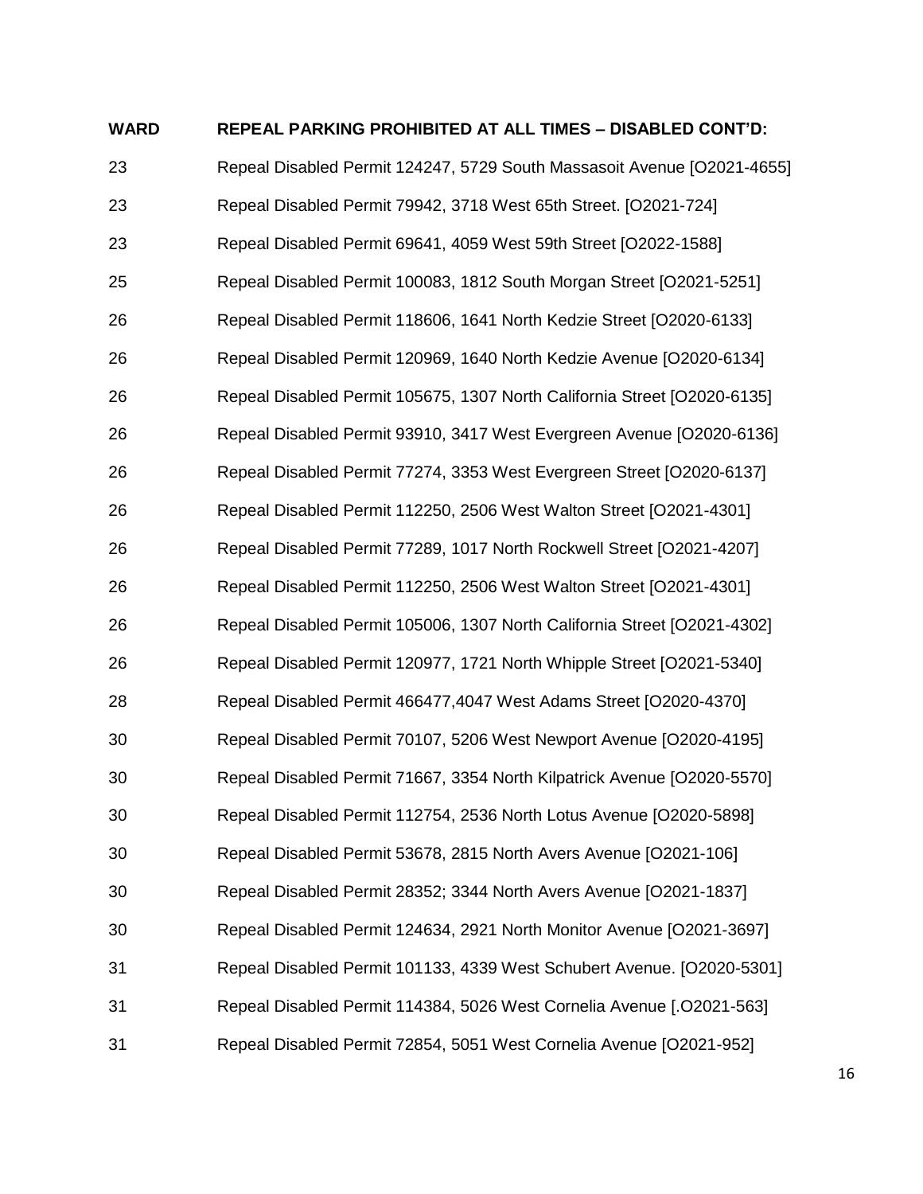| WARD | REPEAL PARKING PROHIBITED AT ALL TIMES – DISABLED CONT'D: |
|---|---|
| 23 | Repeal Disabled Permit 124247, 5729 South Massasoit Avenue [O2021-4655] |
| 23 | Repeal Disabled Permit 79942, 3718 West 65th Street. [O2021-724] |
| 23 | Repeal Disabled Permit 69641, 4059 West 59th Street [O2022-1588] |
| 25 | Repeal Disabled Permit 100083, 1812 South Morgan Street [O2021-5251] |
| 26 | Repeal Disabled Permit 118606, 1641 North Kedzie Street [O2020-6133] |
| 26 | Repeal Disabled Permit 120969, 1640 North Kedzie Avenue [O2020-6134] |
| 26 | Repeal Disabled Permit 105675, 1307 North California Street [O2020-6135] |
| 26 | Repeal Disabled Permit 93910, 3417 West Evergreen Avenue [O2020-6136] |
| 26 | Repeal Disabled Permit 77274, 3353 West Evergreen Street [O2020-6137] |
| 26 | Repeal Disabled Permit 112250, 2506 West Walton Street [O2021-4301] |
| 26 | Repeal Disabled Permit 77289, 1017 North Rockwell Street [O2021-4207] |
| 26 | Repeal Disabled Permit 112250, 2506 West Walton Street [O2021-4301] |
| 26 | Repeal Disabled Permit 105006, 1307 North California Street [O2021-4302] |
| 26 | Repeal Disabled Permit 120977, 1721 North Whipple Street [O2021-5340] |
| 28 | Repeal Disabled Permit 466477,4047 West Adams Street [O2020-4370] |
| 30 | Repeal Disabled Permit 70107, 5206 West Newport Avenue [O2020-4195] |
| 30 | Repeal Disabled Permit 71667, 3354 North Kilpatrick Avenue [O2020-5570] |
| 30 | Repeal Disabled Permit 112754, 2536 North Lotus Avenue [O2020-5898] |
| 30 | Repeal Disabled Permit 53678, 2815 North Avers Avenue [O2021-106] |
| 30 | Repeal Disabled Permit 28352; 3344 North Avers Avenue [O2021-1837] |
| 30 | Repeal Disabled Permit 124634, 2921 North Monitor Avenue [O2021-3697] |
| 31 | Repeal Disabled Permit 101133, 4339 West Schubert Avenue. [O2020-5301] |
| 31 | Repeal Disabled Permit 114384, 5026 West Cornelia Avenue [.O2021-563] |
| 31 | Repeal Disabled Permit 72854, 5051 West Cornelia Avenue [O2021-952] |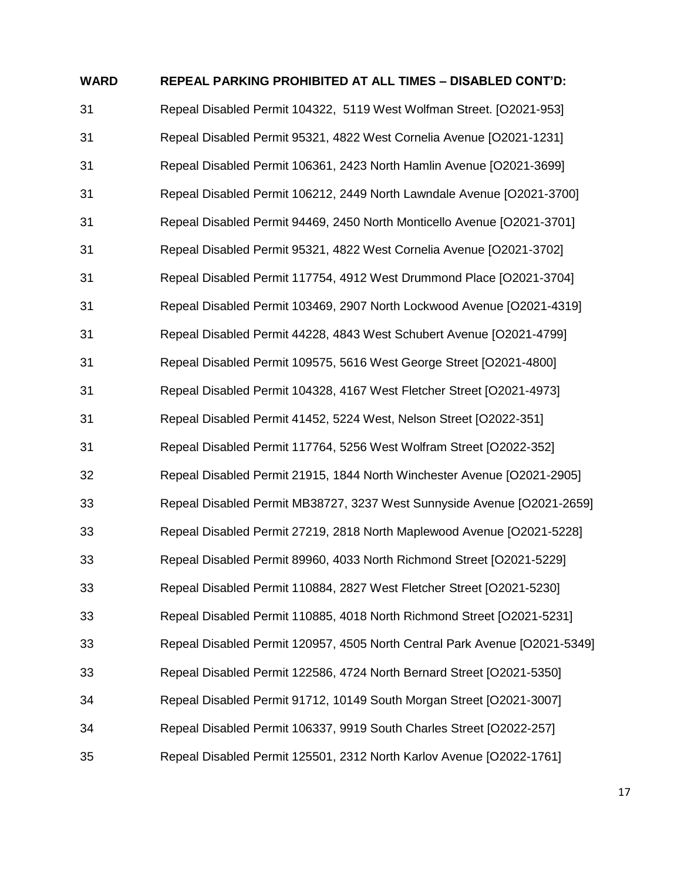| WARD | REPEAL PARKING PROHIBITED AT ALL TIMES – DISABLED CONT'D: |
|---|---|
| 31 | Repeal Disabled Permit 104322,  5119 West Wolfman Street. [O2021-953] |
| 31 | Repeal Disabled Permit 95321, 4822 West Cornelia Avenue [O2021-1231] |
| 31 | Repeal Disabled Permit 106361, 2423 North Hamlin Avenue [O2021-3699] |
| 31 | Repeal Disabled Permit 106212, 2449 North Lawndale Avenue [O2021-3700] |
| 31 | Repeal Disabled Permit 94469, 2450 North Monticello Avenue [O2021-3701] |
| 31 | Repeal Disabled Permit 95321, 4822 West Cornelia Avenue [O2021-3702] |
| 31 | Repeal Disabled Permit 117754, 4912 West Drummond Place [O2021-3704] |
| 31 | Repeal Disabled Permit 103469, 2907 North Lockwood Avenue [O2021-4319] |
| 31 | Repeal Disabled Permit 44228, 4843 West Schubert Avenue [O2021-4799] |
| 31 | Repeal Disabled Permit 109575, 5616 West George Street [O2021-4800] |
| 31 | Repeal Disabled Permit 104328, 4167 West Fletcher Street [O2021-4973] |
| 31 | Repeal Disabled Permit 41452, 5224 West, Nelson Street [O2022-351] |
| 31 | Repeal Disabled Permit 117764, 5256 West Wolfram Street [O2022-352] |
| 32 | Repeal Disabled Permit 21915, 1844 North Winchester Avenue [O2021-2905] |
| 33 | Repeal Disabled Permit MB38727, 3237 West Sunnyside Avenue [O2021-2659] |
| 33 | Repeal Disabled Permit 27219, 2818 North Maplewood Avenue [O2021-5228] |
| 33 | Repeal Disabled Permit 89960, 4033 North Richmond Street [O2021-5229] |
| 33 | Repeal Disabled Permit 110884, 2827 West Fletcher Street [O2021-5230] |
| 33 | Repeal Disabled Permit 110885, 4018 North Richmond Street [O2021-5231] |
| 33 | Repeal Disabled Permit 120957, 4505 North Central Park Avenue [O2021-5349] |
| 33 | Repeal Disabled Permit 122586, 4724 North Bernard Street [O2021-5350] |
| 34 | Repeal Disabled Permit 91712, 10149 South Morgan Street [O2021-3007] |
| 34 | Repeal Disabled Permit 106337, 9919 South Charles Street [O2022-257] |
| 35 | Repeal Disabled Permit 125501, 2312 North Karlov Avenue [O2022-1761] |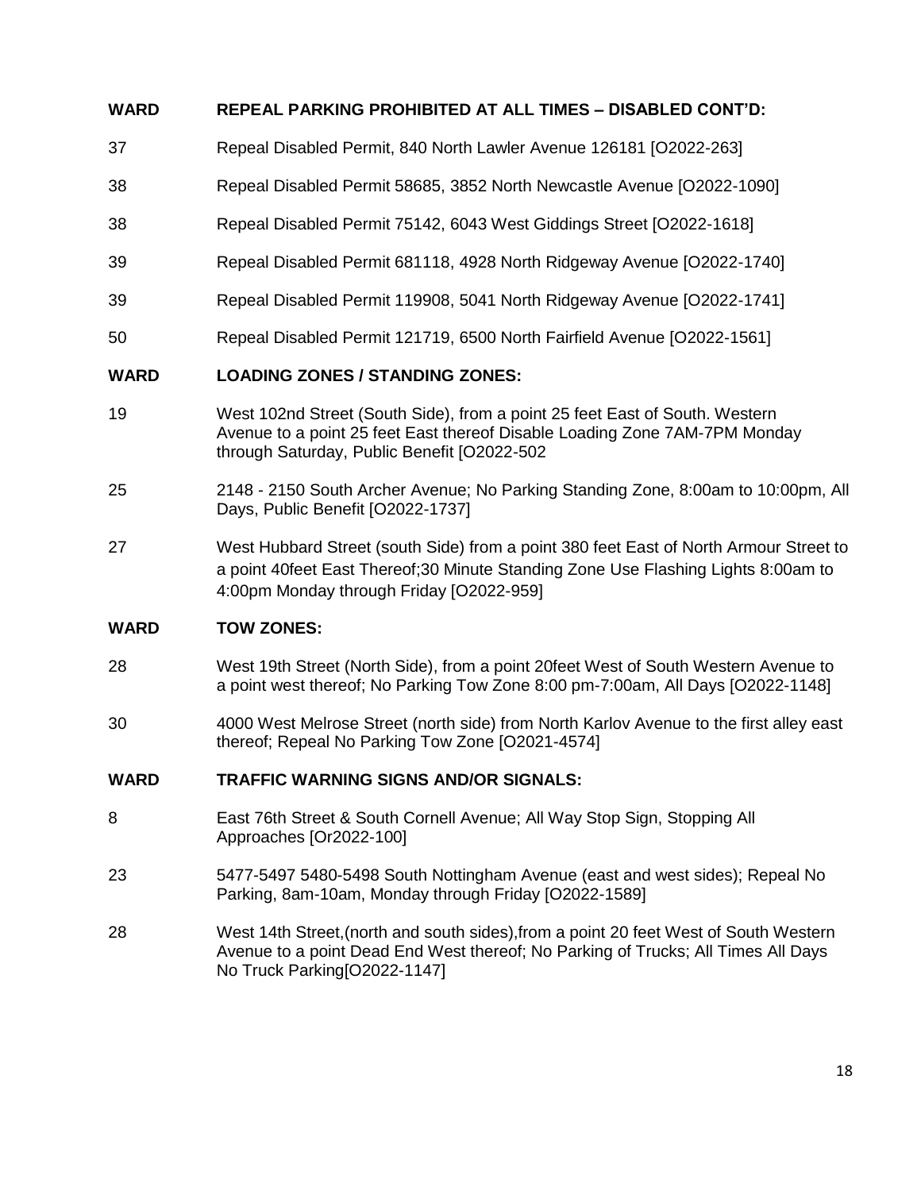| WARD | REPEAL PARKING PROHIBITED AT ALL TIMES – DISABLED CONT'D: |
|---|---|
| 37 | Repeal Disabled Permit, 840 North Lawler Avenue 126181 [O2022-263] |
| 38 | Repeal Disabled Permit 58685, 3852 North Newcastle Avenue [O2022-1090] |
| 38 | Repeal Disabled Permit 75142, 6043 West Giddings Street [O2022-1618] |
| 39 | Repeal Disabled Permit 681118, 4928 North Ridgeway Avenue [O2022-1740] |
| 39 | Repeal Disabled Permit 119908, 5041 North Ridgeway Avenue [O2022-1741] |
| 50 | Repeal Disabled Permit 121719, 6500 North Fairfield Avenue [O2022-1561] |

| WARD | LOADING ZONES / STANDING ZONES: |
|---|---|
| 19 | West 102nd Street (South Side), from a point 25 feet East of South. Western Avenue to a point 25 feet East thereof Disable Loading Zone 7AM-7PM Monday through Saturday, Public Benefit [O2022-502 |
| 25 | 2148 - 2150 South Archer Avenue; No Parking Standing Zone, 8:00am to 10:00pm, All Days, Public Benefit [O2022-1737] |
| 27 | West Hubbard Street (south Side) from a point 380 feet East of North Armour Street to a point 40feet East Thereof;30 Minute Standing Zone Use Flashing Lights 8:00am to 4:00pm Monday through Friday [O2022-959] |

| WARD | TOW ZONES: |
|---|---|
| 28 | West 19th Street (North Side), from a point 20feet West of South Western Avenue to a point west thereof; No Parking Tow Zone 8:00 pm-7:00am, All Days [O2022-1148] |
| 30 | 4000 West Melrose Street (north side) from North Karlov Avenue to the first alley east thereof; Repeal No Parking Tow Zone [O2021-4574] |

| WARD | TRAFFIC WARNING SIGNS AND/OR SIGNALS: |
|---|---|
| 8 | East 76th Street & South Cornell Avenue; All Way Stop Sign, Stopping All Approaches [Or2022-100] |
| 23 | 5477-5497 5480-5498 South Nottingham Avenue (east and west sides); Repeal No Parking, 8am-10am, Monday through Friday [O2022-1589] |
| 28 | West 14th Street,(north and south sides),from a point 20 feet West of South Western Avenue to a point Dead End West thereof; No Parking of Trucks; All Times All Days No Truck Parking[O2022-1147] |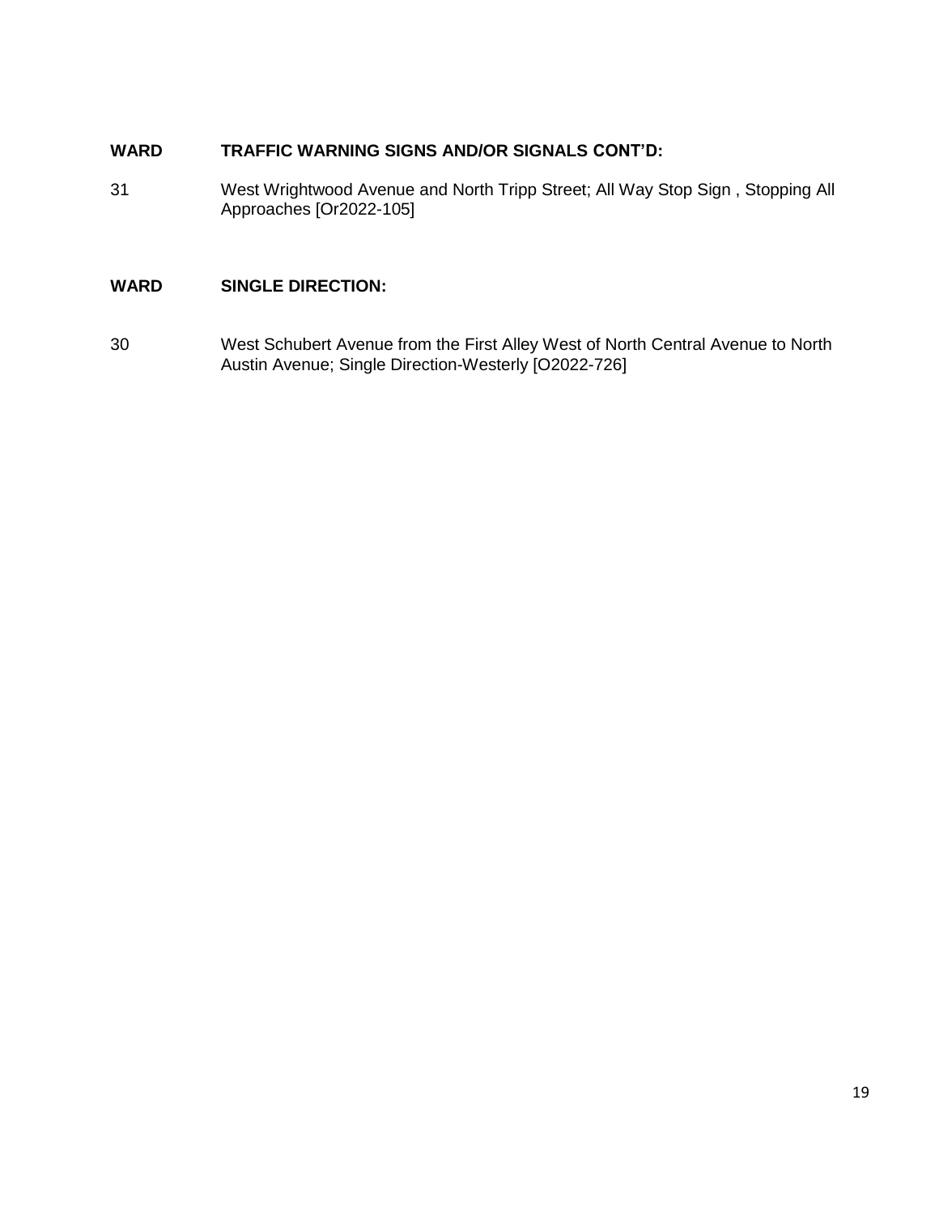| WARD | TRAFFIC WARNING SIGNS AND/OR SIGNALS CONT'D: |
| --- | --- |
| 31 | West Wrightwood Avenue and North Tripp Street; All Way Stop Sign , Stopping All Approaches [Or2022-105] |

| WARD | SINGLE DIRECTION: |
| --- | --- |
| 30 | West Schubert Avenue from the First Alley West of North Central Avenue to North Austin Avenue; Single Direction-Westerly [O2022-726] |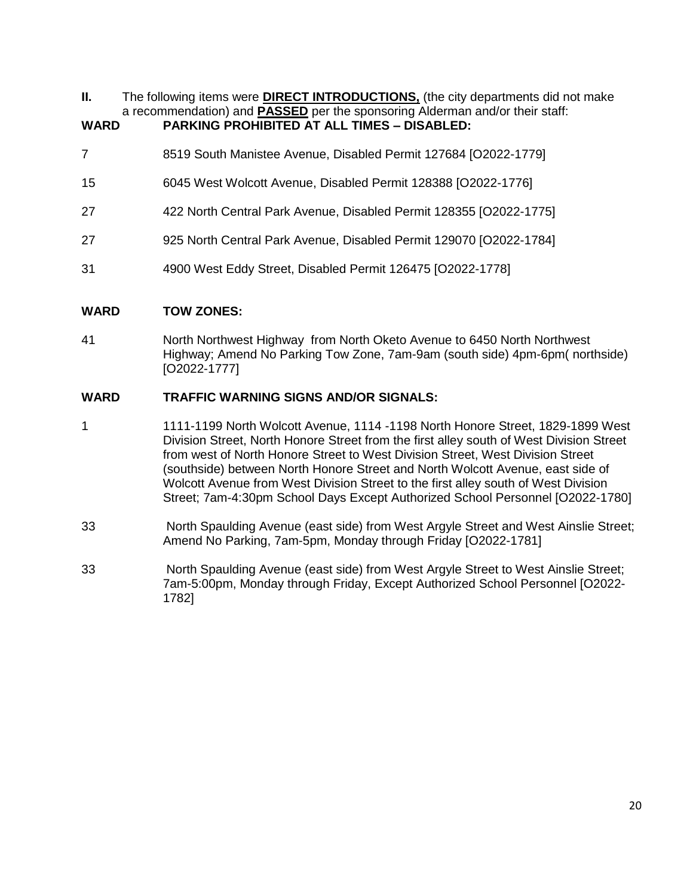**II.** The following items were **DIRECT INTRODUCTIONS,** (the city departments did not make a recommendation) and **PASSED** per the sponsoring Alderman and/or their staff:

| WARD | PARKING PROHIBITED AT ALL TIMES – DISABLED: |
|---|---|
| 7 | 8519 South Manistee Avenue, Disabled Permit 127684 [O2022-1779] |
| 15 | 6045 West Wolcott Avenue, Disabled Permit 128388 [O2022-1776] |
| 27 | 422 North Central Park Avenue, Disabled Permit 128355 [O2022-1775] |
| 27 | 925 North Central Park Avenue, Disabled Permit 129070 [O2022-1784] |
| 31 | 4900 West Eddy Street, Disabled Permit 126475 [O2022-1778] |

| WARD | TOW ZONES: |
|---|---|
| 41 | North Northwest Highway from North Oketo Avenue to 6450 North Northwest Highway; Amend No Parking Tow Zone, 7am-9am (south side) 4pm-6pm( northside) [O2022-1777] |

| WARD | TRAFFIC WARNING SIGNS AND/OR SIGNALS: |
|---|---|
| 1 | 1111-1199 North Wolcott Avenue, 1114 -1198 North Honore Street, 1829-1899 West Division Street, North Honore Street from the first alley south of West Division Street from west of North Honore Street to West Division Street, West Division Street (southside) between North Honore Street and North Wolcott Avenue, east side of Wolcott Avenue from West Division Street to the first alley south of West Division Street; 7am-4:30pm School Days Except Authorized School Personnel [O2022-1780] |
| 33 | North Spaulding Avenue (east side) from West Argyle Street and West Ainslie Street; Amend No Parking, 7am-5pm, Monday through Friday [O2022-1781] |
| 33 | North Spaulding Avenue (east side) from West Argyle Street to West Ainslie Street; 7am-5:00pm, Monday through Friday, Except Authorized School Personnel [O2022-1782] |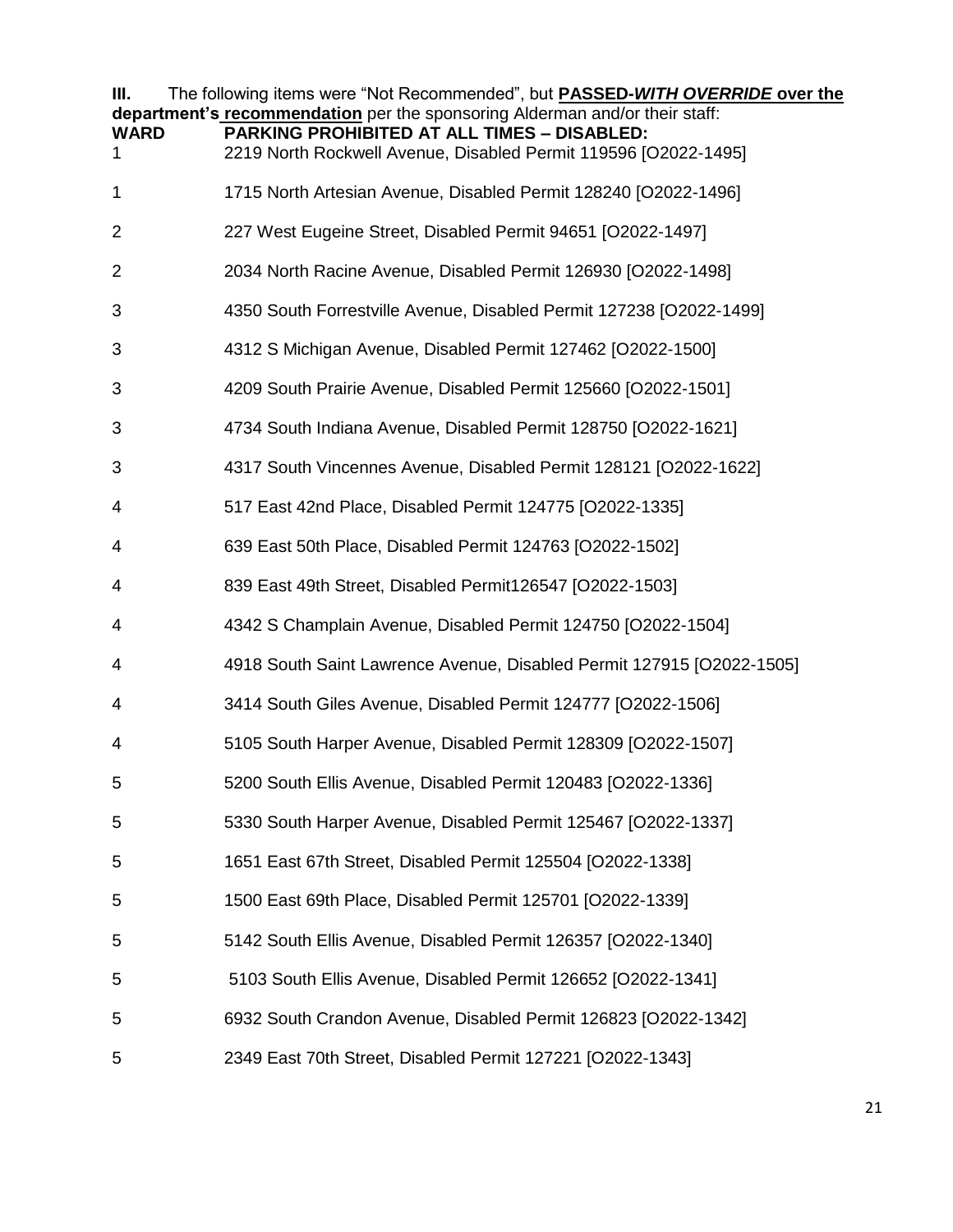**III.** The following items were "Not Recommended", but **PASSED-*WITH OVERRIDE* over the department's recommendation** per the sponsoring Alderman and/or their staff:

| WARD | PARKING PROHIBITED AT ALL TIMES – DISABLED: |
|---|---|
| 1 | 2219 North Rockwell Avenue, Disabled Permit 119596 [O2022-1495] |
| 1 | 1715 North Artesian Avenue, Disabled Permit 128240 [O2022-1496] |
| 2 | 227 West Eugeine Street, Disabled Permit 94651 [O2022-1497] |
| 2 | 2034 North Racine Avenue, Disabled Permit 126930 [O2022-1498] |
| 3 | 4350 South Forrestville Avenue, Disabled Permit 127238 [O2022-1499] |
| 3 | 4312 S Michigan Avenue, Disabled Permit 127462 [O2022-1500] |
| 3 | 4209 South Prairie Avenue, Disabled Permit 125660 [O2022-1501] |
| 3 | 4734 South Indiana Avenue, Disabled Permit 128750 [O2022-1621] |
| 3 | 4317 South Vincennes Avenue, Disabled Permit 128121 [O2022-1622] |
| 4 | 517 East 42nd Place, Disabled Permit 124775 [O2022-1335] |
| 4 | 639 East 50th Place, Disabled Permit 124763 [O2022-1502] |
| 4 | 839 East 49th Street, Disabled Permit126547 [O2022-1503] |
| 4 | 4342 S Champlain Avenue, Disabled Permit 124750 [O2022-1504] |
| 4 | 4918 South Saint Lawrence Avenue, Disabled Permit 127915 [O2022-1505] |
| 4 | 3414 South Giles Avenue, Disabled Permit 124777 [O2022-1506] |
| 4 | 5105 South Harper Avenue, Disabled Permit 128309 [O2022-1507] |
| 5 | 5200 South Ellis Avenue, Disabled Permit 120483 [O2022-1336] |
| 5 | 5330 South Harper Avenue, Disabled Permit 125467 [O2022-1337] |
| 5 | 1651 East 67th Street, Disabled Permit 125504 [O2022-1338] |
| 5 | 1500 East 69th Place, Disabled Permit 125701 [O2022-1339] |
| 5 | 5142 South Ellis Avenue, Disabled Permit 126357 [O2022-1340] |
| 5 | 5103 South Ellis Avenue, Disabled Permit 126652 [O2022-1341] |
| 5 | 6932 South Crandon Avenue, Disabled Permit 126823 [O2022-1342] |
| 5 | 2349 East 70th Street, Disabled Permit 127221 [O2022-1343] |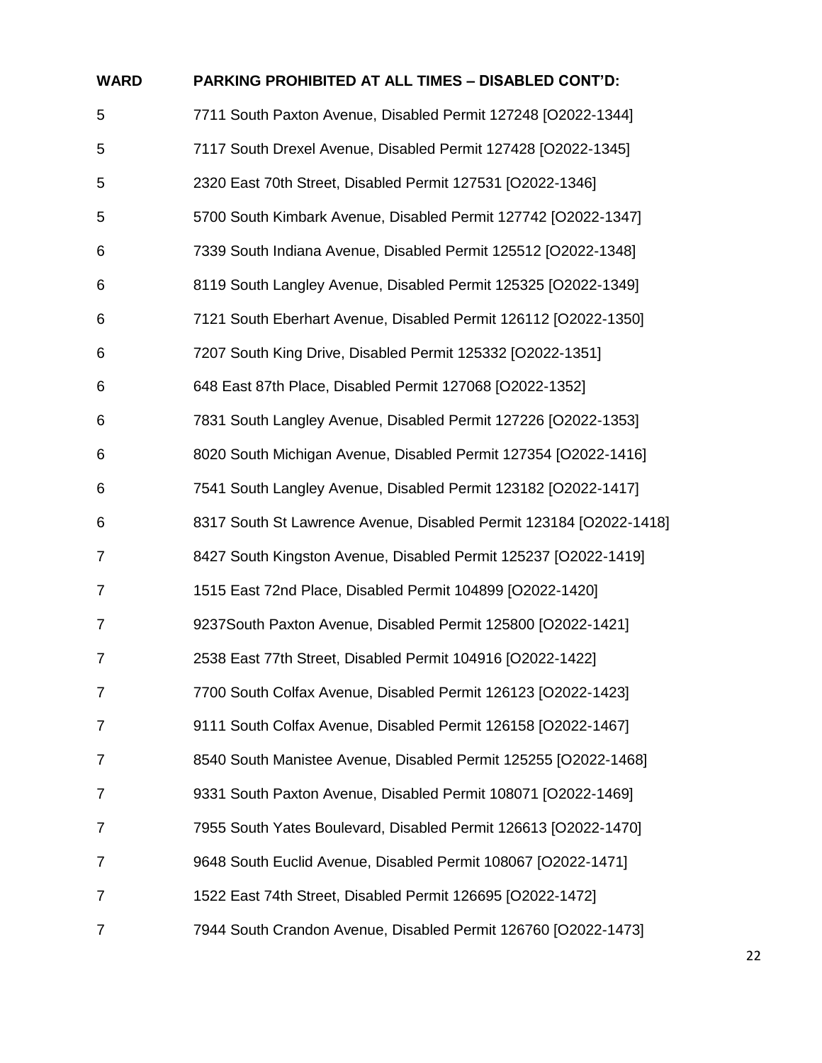| WARD | PARKING PROHIBITED AT ALL TIMES – DISABLED CONT'D: |
|---|---|
| 5 | 7711 South Paxton Avenue, Disabled Permit 127248 [O2022-1344] |
| 5 | 7117 South Drexel Avenue, Disabled Permit 127428 [O2022-1345] |
| 5 | 2320 East 70th Street, Disabled Permit 127531 [O2022-1346] |
| 5 | 5700 South Kimbark Avenue, Disabled Permit 127742 [O2022-1347] |
| 6 | 7339 South Indiana Avenue, Disabled Permit 125512 [O2022-1348] |
| 6 | 8119 South Langley Avenue, Disabled Permit 125325 [O2022-1349] |
| 6 | 7121 South Eberhart Avenue, Disabled Permit 126112 [O2022-1350] |
| 6 | 7207 South King Drive, Disabled Permit 125332 [O2022-1351] |
| 6 | 648 East 87th Place, Disabled Permit 127068 [O2022-1352] |
| 6 | 7831 South Langley Avenue, Disabled Permit 127226 [O2022-1353] |
| 6 | 8020 South Michigan Avenue, Disabled Permit 127354 [O2022-1416] |
| 6 | 7541 South Langley Avenue, Disabled Permit 123182 [O2022-1417] |
| 6 | 8317 South St Lawrence Avenue, Disabled Permit 123184 [O2022-1418] |
| 7 | 8427 South Kingston Avenue, Disabled Permit 125237 [O2022-1419] |
| 7 | 1515 East 72nd Place, Disabled Permit 104899 [O2022-1420] |
| 7 | 9237South Paxton Avenue, Disabled Permit 125800 [O2022-1421] |
| 7 | 2538 East 77th Street, Disabled Permit 104916 [O2022-1422] |
| 7 | 7700 South Colfax Avenue, Disabled Permit 126123 [O2022-1423] |
| 7 | 9111 South Colfax Avenue, Disabled Permit 126158 [O2022-1467] |
| 7 | 8540 South Manistee Avenue, Disabled Permit 125255 [O2022-1468] |
| 7 | 9331 South Paxton Avenue, Disabled Permit 108071 [O2022-1469] |
| 7 | 7955 South Yates Boulevard, Disabled Permit 126613 [O2022-1470] |
| 7 | 9648 South Euclid Avenue, Disabled Permit 108067 [O2022-1471] |
| 7 | 1522 East 74th Street, Disabled Permit 126695 [O2022-1472] |
| 7 | 7944 South Crandon Avenue, Disabled Permit 126760 [O2022-1473] |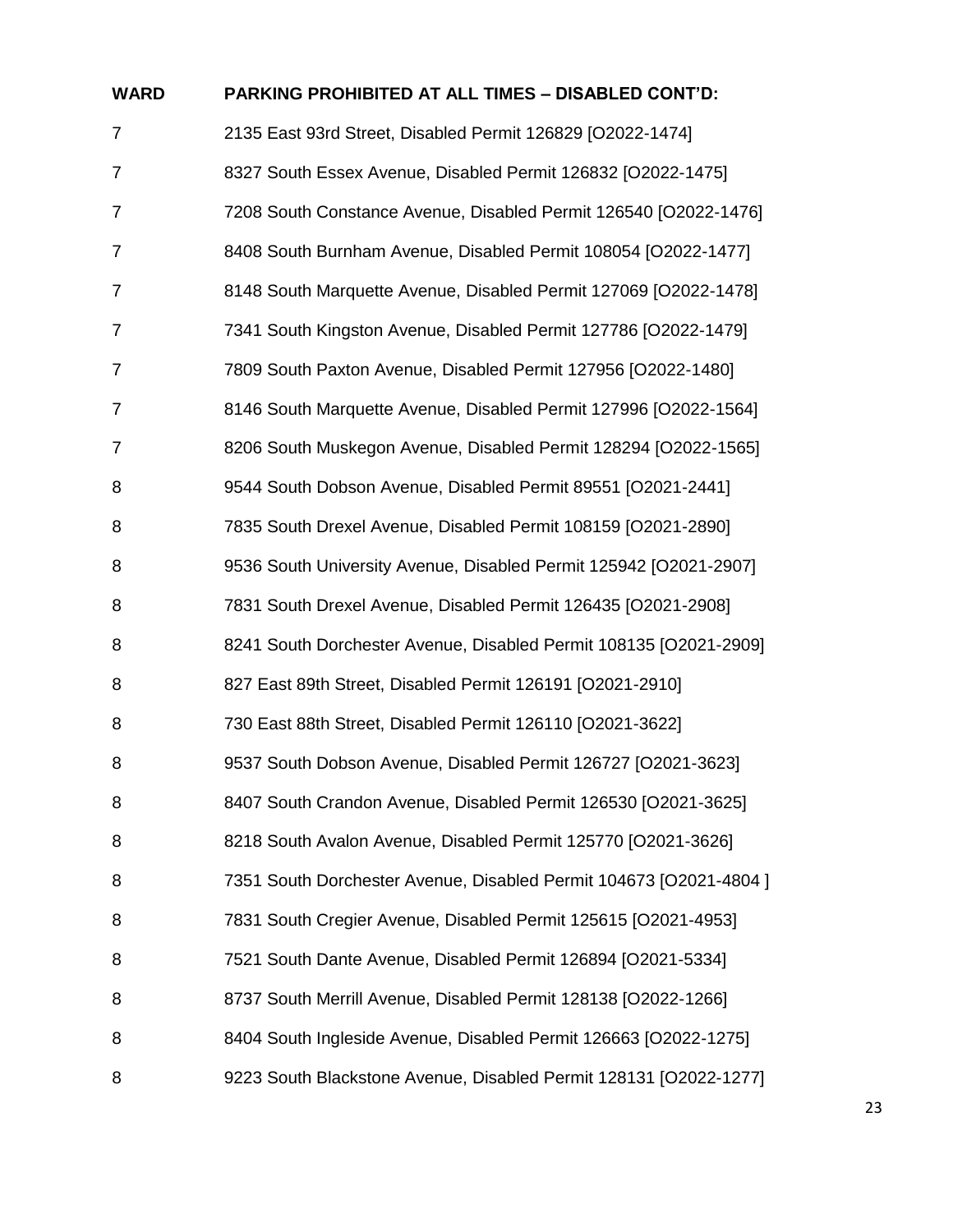| WARD | PARKING PROHIBITED AT ALL TIMES – DISABLED CONT'D: |
|---|---|
| 7 | 2135 East 93rd Street, Disabled Permit 126829 [O2022-1474] |
| 7 | 8327 South Essex Avenue, Disabled Permit 126832 [O2022-1475] |
| 7 | 7208 South Constance Avenue, Disabled Permit 126540 [O2022-1476] |
| 7 | 8408 South Burnham Avenue, Disabled Permit 108054 [O2022-1477] |
| 7 | 8148 South Marquette Avenue, Disabled Permit 127069 [O2022-1478] |
| 7 | 7341 South Kingston Avenue, Disabled Permit 127786 [O2022-1479] |
| 7 | 7809 South Paxton Avenue, Disabled Permit 127956 [O2022-1480] |
| 7 | 8146 South Marquette Avenue, Disabled Permit 127996 [O2022-1564] |
| 7 | 8206 South Muskegon Avenue, Disabled Permit 128294 [O2022-1565] |
| 8 | 9544 South Dobson Avenue, Disabled Permit 89551 [O2021-2441] |
| 8 | 7835 South Drexel Avenue, Disabled Permit 108159 [O2021-2890] |
| 8 | 9536 South University Avenue, Disabled Permit 125942 [O2021-2907] |
| 8 | 7831 South Drexel Avenue, Disabled Permit 126435 [O2021-2908] |
| 8 | 8241 South Dorchester Avenue, Disabled Permit 108135 [O2021-2909] |
| 8 | 827 East 89th Street, Disabled Permit 126191 [O2021-2910] |
| 8 | 730 East 88th Street, Disabled Permit 126110 [O2021-3622] |
| 8 | 9537 South Dobson Avenue, Disabled Permit 126727 [O2021-3623] |
| 8 | 8407 South Crandon Avenue, Disabled Permit 126530 [O2021-3625] |
| 8 | 8218 South Avalon Avenue, Disabled Permit 125770 [O2021-3626] |
| 8 | 7351 South Dorchester Avenue, Disabled Permit 104673 [O2021-4804 ] |
| 8 | 7831 South Cregier Avenue, Disabled Permit 125615 [O2021-4953] |
| 8 | 7521 South Dante Avenue, Disabled Permit 126894 [O2021-5334] |
| 8 | 8737 South Merrill Avenue, Disabled Permit 128138 [O2022-1266] |
| 8 | 8404 South Ingleside Avenue, Disabled Permit 126663 [O2022-1275] |
| 8 | 9223 South Blackstone Avenue, Disabled Permit 128131 [O2022-1277] |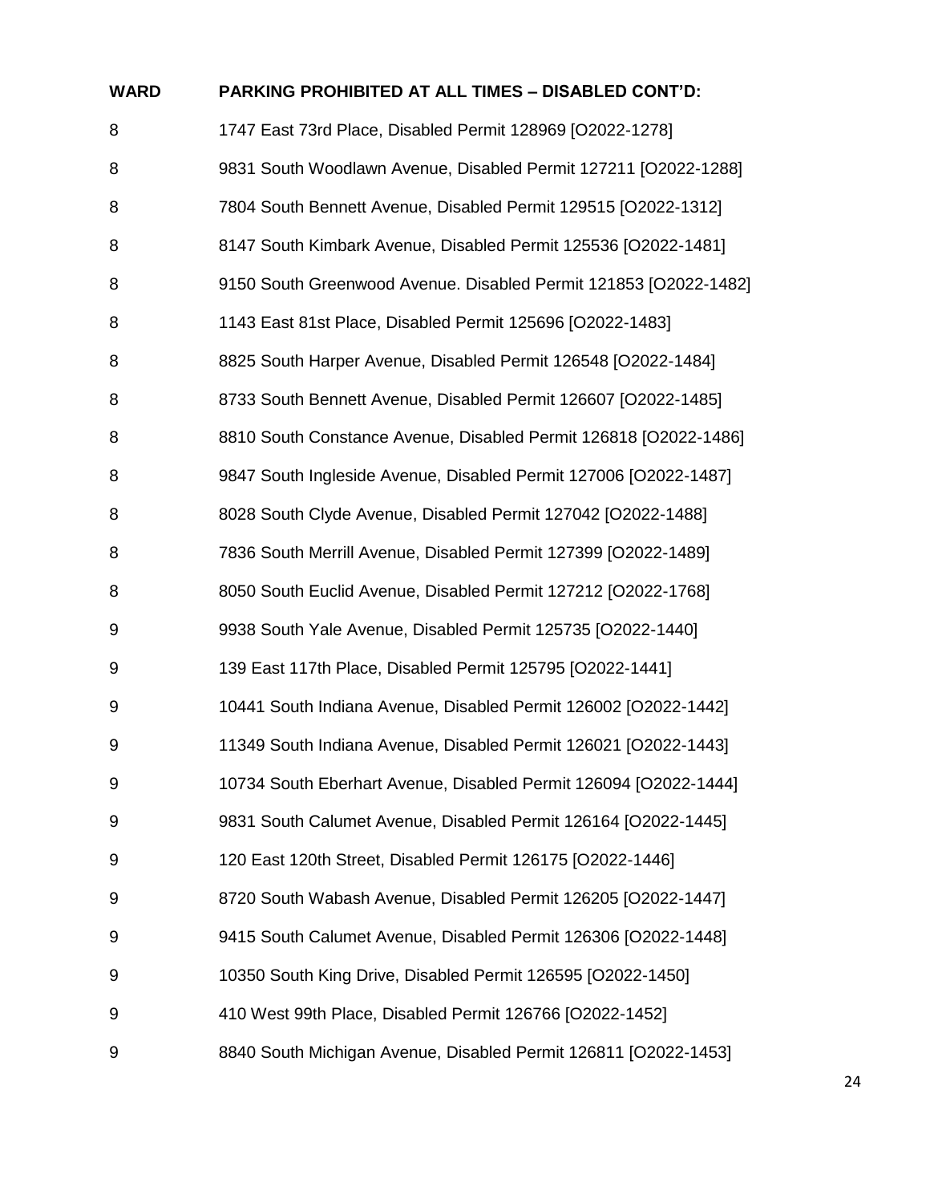| WARD | PARKING PROHIBITED AT ALL TIMES – DISABLED CONT'D: |
|---|---|
| 8 | 1747 East 73rd Place, Disabled Permit 128969 [O2022-1278] |
| 8 | 9831 South Woodlawn Avenue, Disabled Permit 127211 [O2022-1288] |
| 8 | 7804 South Bennett Avenue, Disabled Permit 129515 [O2022-1312] |
| 8 | 8147 South Kimbark Avenue, Disabled Permit 125536 [O2022-1481] |
| 8 | 9150 South Greenwood Avenue. Disabled Permit 121853 [O2022-1482] |
| 8 | 1143 East 81st Place, Disabled Permit 125696 [O2022-1483] |
| 8 | 8825 South Harper Avenue, Disabled Permit 126548 [O2022-1484] |
| 8 | 8733 South Bennett Avenue, Disabled Permit 126607 [O2022-1485] |
| 8 | 8810 South Constance Avenue, Disabled Permit 126818 [O2022-1486] |
| 8 | 9847 South Ingleside Avenue, Disabled Permit 127006 [O2022-1487] |
| 8 | 8028 South Clyde Avenue, Disabled Permit 127042 [O2022-1488] |
| 8 | 7836 South Merrill Avenue, Disabled Permit 127399 [O2022-1489] |
| 8 | 8050 South Euclid Avenue, Disabled Permit 127212 [O2022-1768] |
| 9 | 9938 South Yale Avenue, Disabled Permit 125735 [O2022-1440] |
| 9 | 139 East 117th Place, Disabled Permit 125795 [O2022-1441] |
| 9 | 10441 South Indiana Avenue, Disabled Permit 126002 [O2022-1442] |
| 9 | 11349 South Indiana Avenue, Disabled Permit 126021 [O2022-1443] |
| 9 | 10734 South Eberhart Avenue, Disabled Permit 126094 [O2022-1444] |
| 9 | 9831 South Calumet Avenue, Disabled Permit 126164 [O2022-1445] |
| 9 | 120 East 120th Street, Disabled Permit 126175 [O2022-1446] |
| 9 | 8720 South Wabash Avenue, Disabled Permit 126205 [O2022-1447] |
| 9 | 9415 South Calumet Avenue, Disabled Permit 126306 [O2022-1448] |
| 9 | 10350 South King Drive, Disabled Permit 126595 [O2022-1450] |
| 9 | 410 West 99th Place, Disabled Permit 126766 [O2022-1452] |
| 9 | 8840 South Michigan Avenue, Disabled Permit 126811 [O2022-1453] |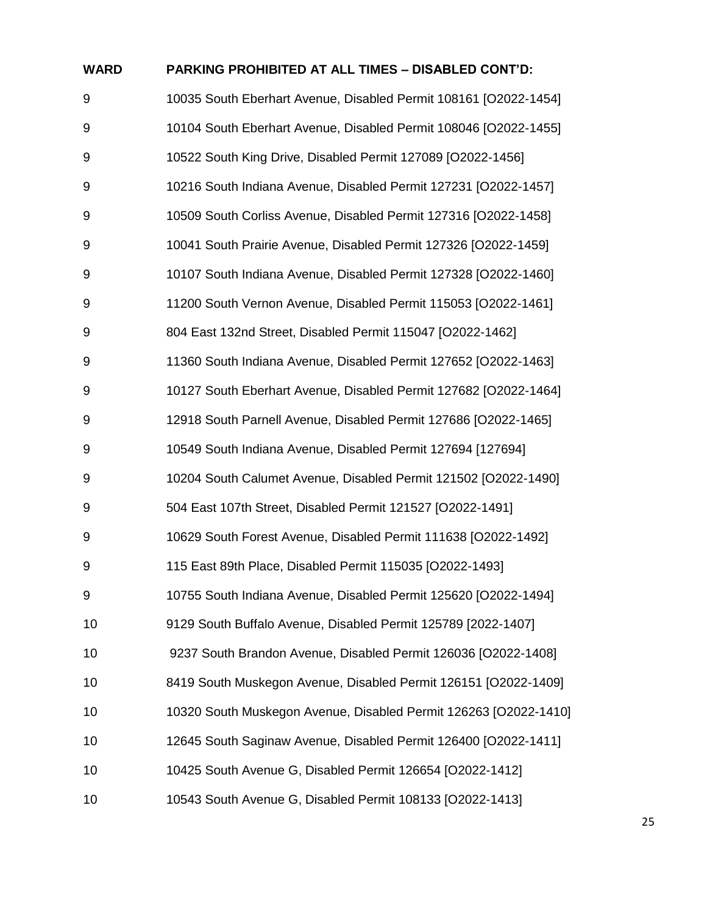| WARD | PARKING PROHIBITED AT ALL TIMES – DISABLED CONT'D: |
|---|---|
| 9 | 10035 South Eberhart Avenue, Disabled Permit 108161 [O2022-1454] |
| 9 | 10104 South Eberhart Avenue, Disabled Permit 108046 [O2022-1455] |
| 9 | 10522 South King Drive, Disabled Permit 127089 [O2022-1456] |
| 9 | 10216 South Indiana Avenue, Disabled Permit 127231 [O2022-1457] |
| 9 | 10509 South Corliss Avenue, Disabled Permit 127316 [O2022-1458] |
| 9 | 10041 South Prairie Avenue, Disabled Permit 127326 [O2022-1459] |
| 9 | 10107 South Indiana Avenue, Disabled Permit 127328 [O2022-1460] |
| 9 | 11200 South Vernon Avenue, Disabled Permit 115053 [O2022-1461] |
| 9 | 804 East 132nd Street, Disabled Permit 115047 [O2022-1462] |
| 9 | 11360 South Indiana Avenue, Disabled Permit 127652 [O2022-1463] |
| 9 | 10127 South Eberhart Avenue, Disabled Permit 127682 [O2022-1464] |
| 9 | 12918 South Parnell Avenue, Disabled Permit 127686 [O2022-1465] |
| 9 | 10549 South Indiana Avenue, Disabled Permit 127694 [127694] |
| 9 | 10204 South Calumet Avenue, Disabled Permit 121502 [O2022-1490] |
| 9 | 504 East 107th Street, Disabled Permit 121527 [O2022-1491] |
| 9 | 10629 South Forest Avenue, Disabled Permit 111638 [O2022-1492] |
| 9 | 115 East 89th Place, Disabled Permit 115035 [O2022-1493] |
| 9 | 10755 South Indiana Avenue, Disabled Permit 125620 [O2022-1494] |
| 10 | 9129 South Buffalo Avenue, Disabled Permit 125789 [2022-1407] |
| 10 | 9237 South Brandon Avenue, Disabled Permit 126036 [O2022-1408] |
| 10 | 8419 South Muskegon Avenue, Disabled Permit 126151 [O2022-1409] |
| 10 | 10320 South Muskegon Avenue, Disabled Permit 126263 [O2022-1410] |
| 10 | 12645 South Saginaw Avenue, Disabled Permit 126400 [O2022-1411] |
| 10 | 10425 South Avenue G, Disabled Permit 126654 [O2022-1412] |
| 10 | 10543 South Avenue G, Disabled Permit 108133 [O2022-1413] |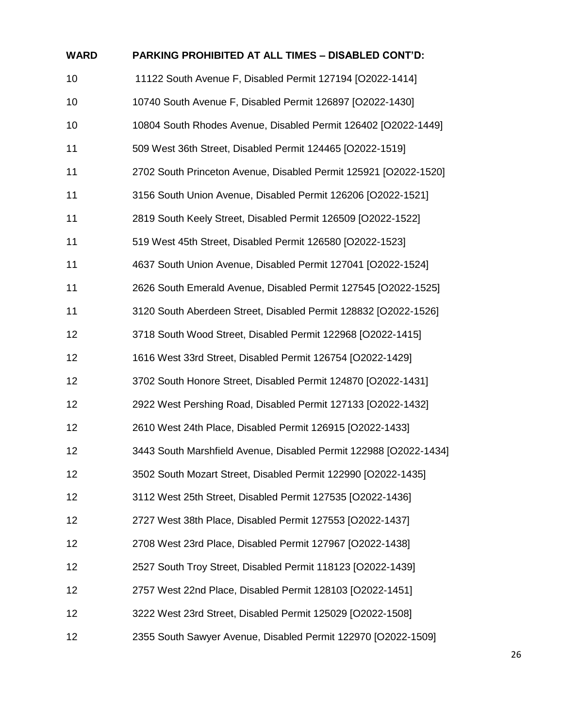| WARD | PARKING PROHIBITED AT ALL TIMES – DISABLED CONT'D: |
| --- | --- |
| 10 | 11122 South Avenue F, Disabled Permit 127194 [O2022-1414] |
| 10 | 10740 South Avenue F, Disabled Permit 126897 [O2022-1430] |
| 10 | 10804 South Rhodes Avenue, Disabled Permit 126402 [O2022-1449] |
| 11 | 509 West 36th Street, Disabled Permit 124465 [O2022-1519] |
| 11 | 2702 South Princeton Avenue, Disabled Permit 125921 [O2022-1520] |
| 11 | 3156 South Union Avenue, Disabled Permit 126206 [O2022-1521] |
| 11 | 2819 South Keely Street, Disabled Permit 126509 [O2022-1522] |
| 11 | 519 West 45th Street, Disabled Permit 126580 [O2022-1523] |
| 11 | 4637 South Union Avenue, Disabled Permit 127041 [O2022-1524] |
| 11 | 2626 South Emerald Avenue, Disabled Permit 127545 [O2022-1525] |
| 11 | 3120 South Aberdeen Street, Disabled Permit 128832 [O2022-1526] |
| 12 | 3718 South Wood Street, Disabled Permit 122968 [O2022-1415] |
| 12 | 1616 West 33rd Street, Disabled Permit 126754 [O2022-1429] |
| 12 | 3702 South Honore Street, Disabled Permit 124870 [O2022-1431] |
| 12 | 2922 West Pershing Road, Disabled Permit 127133 [O2022-1432] |
| 12 | 2610 West 24th Place, Disabled Permit 126915 [O2022-1433] |
| 12 | 3443 South Marshfield Avenue, Disabled Permit 122988 [O2022-1434] |
| 12 | 3502 South Mozart Street, Disabled Permit 122990 [O2022-1435] |
| 12 | 3112 West 25th Street, Disabled Permit 127535 [O2022-1436] |
| 12 | 2727 West 38th Place, Disabled Permit 127553 [O2022-1437] |
| 12 | 2708 West 23rd Place, Disabled Permit 127967 [O2022-1438] |
| 12 | 2527 South Troy Street, Disabled Permit 118123 [O2022-1439] |
| 12 | 2757 West 22nd Place, Disabled Permit 128103 [O2022-1451] |
| 12 | 3222 West 23rd Street, Disabled Permit 125029 [O2022-1508] |
| 12 | 2355 South Sawyer Avenue, Disabled Permit 122970 [O2022-1509] |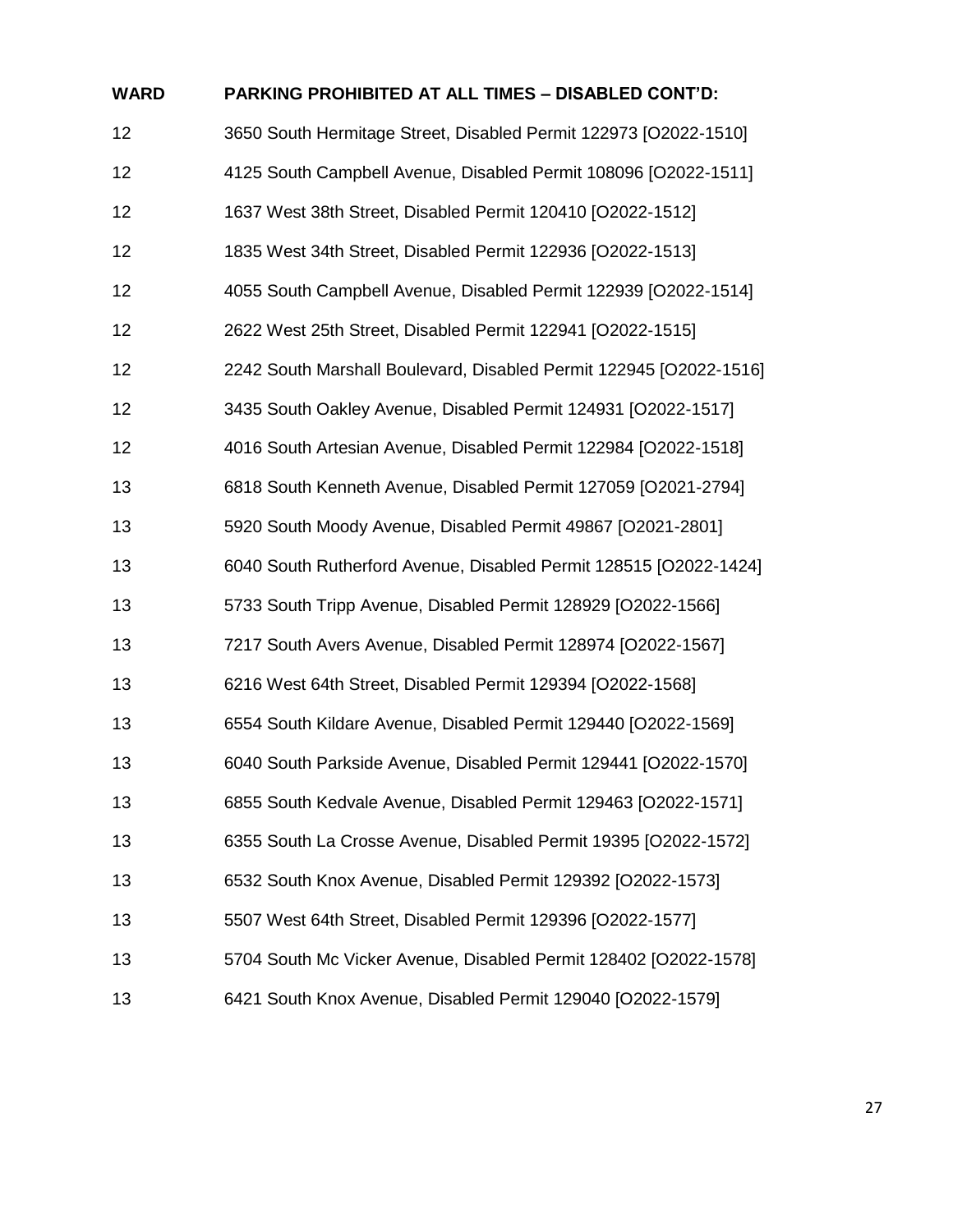| WARD | PARKING PROHIBITED AT ALL TIMES – DISABLED CONT'D: |
| --- | --- |
| 12 | 3650 South Hermitage Street, Disabled Permit 122973 [O2022-1510] |
| 12 | 4125 South Campbell Avenue, Disabled Permit 108096 [O2022-1511] |
| 12 | 1637 West 38th Street, Disabled Permit 120410 [O2022-1512] |
| 12 | 1835 West 34th Street, Disabled Permit 122936 [O2022-1513] |
| 12 | 4055 South Campbell Avenue, Disabled Permit 122939 [O2022-1514] |
| 12 | 2622 West 25th Street, Disabled Permit 122941 [O2022-1515] |
| 12 | 2242 South Marshall Boulevard, Disabled Permit 122945 [O2022-1516] |
| 12 | 3435 South Oakley Avenue, Disabled Permit 124931 [O2022-1517] |
| 12 | 4016 South Artesian Avenue, Disabled Permit 122984 [O2022-1518] |
| 13 | 6818 South Kenneth Avenue, Disabled Permit 127059 [O2021-2794] |
| 13 | 5920 South Moody Avenue, Disabled Permit 49867 [O2021-2801] |
| 13 | 6040 South Rutherford Avenue, Disabled Permit 128515 [O2022-1424] |
| 13 | 5733 South Tripp Avenue, Disabled Permit 128929 [O2022-1566] |
| 13 | 7217 South Avers Avenue, Disabled Permit 128974 [O2022-1567] |
| 13 | 6216 West 64th Street, Disabled Permit 129394 [O2022-1568] |
| 13 | 6554 South Kildare Avenue, Disabled Permit 129440 [O2022-1569] |
| 13 | 6040 South Parkside Avenue, Disabled Permit 129441 [O2022-1570] |
| 13 | 6855 South Kedvale Avenue, Disabled Permit 129463 [O2022-1571] |
| 13 | 6355 South La Crosse Avenue, Disabled Permit 19395 [O2022-1572] |
| 13 | 6532 South Knox Avenue, Disabled Permit 129392 [O2022-1573] |
| 13 | 5507 West 64th Street, Disabled Permit 129396 [O2022-1577] |
| 13 | 5704 South Mc Vicker Avenue, Disabled Permit 128402 [O2022-1578] |
| 13 | 6421 South Knox Avenue, Disabled Permit 129040 [O2022-1579] |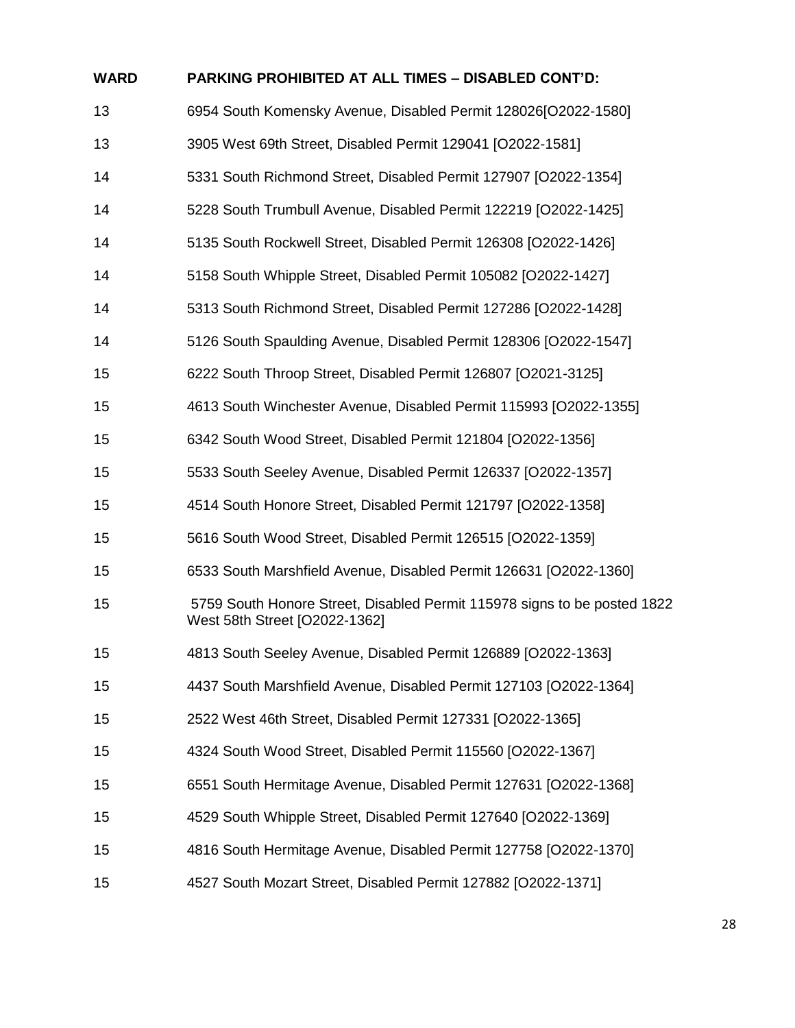| WARD | PARKING PROHIBITED AT ALL TIMES – DISABLED CONT'D: |
| --- | --- |
| 13 | 6954 South Komensky Avenue, Disabled Permit 128026[O2022-1580] |
| 13 | 3905 West 69th Street, Disabled Permit 129041 [O2022-1581] |
| 14 | 5331 South Richmond Street, Disabled Permit 127907 [O2022-1354] |
| 14 | 5228 South Trumbull Avenue, Disabled Permit 122219 [O2022-1425] |
| 14 | 5135 South Rockwell Street, Disabled Permit 126308 [O2022-1426] |
| 14 | 5158 South Whipple Street, Disabled Permit 105082 [O2022-1427] |
| 14 | 5313 South Richmond Street, Disabled Permit 127286 [O2022-1428] |
| 14 | 5126 South Spaulding Avenue, Disabled Permit 128306 [O2022-1547] |
| 15 | 6222 South Throop Street, Disabled Permit 126807 [O2021-3125] |
| 15 | 4613 South Winchester Avenue, Disabled Permit 115993 [O2022-1355] |
| 15 | 6342 South Wood Street, Disabled Permit 121804 [O2022-1356] |
| 15 | 5533 South Seeley Avenue, Disabled Permit 126337 [O2022-1357] |
| 15 | 4514 South Honore Street, Disabled Permit 121797 [O2022-1358] |
| 15 | 5616 South Wood Street, Disabled Permit 126515 [O2022-1359] |
| 15 | 6533 South Marshfield Avenue, Disabled Permit 126631 [O2022-1360] |
| 15 | 5759 South Honore Street, Disabled Permit 115978 signs to be posted 1822 West 58th Street [O2022-1362] |
| 15 | 4813 South Seeley Avenue, Disabled Permit 126889 [O2022-1363] |
| 15 | 4437 South Marshfield Avenue, Disabled Permit 127103 [O2022-1364] |
| 15 | 2522 West 46th Street, Disabled Permit 127331 [O2022-1365] |
| 15 | 4324 South Wood Street, Disabled Permit 115560 [O2022-1367] |
| 15 | 6551 South Hermitage Avenue, Disabled Permit 127631 [O2022-1368] |
| 15 | 4529 South Whipple Street, Disabled Permit 127640 [O2022-1369] |
| 15 | 4816 South Hermitage Avenue, Disabled Permit 127758 [O2022-1370] |
| 15 | 4527 South Mozart Street, Disabled Permit 127882 [O2022-1371] |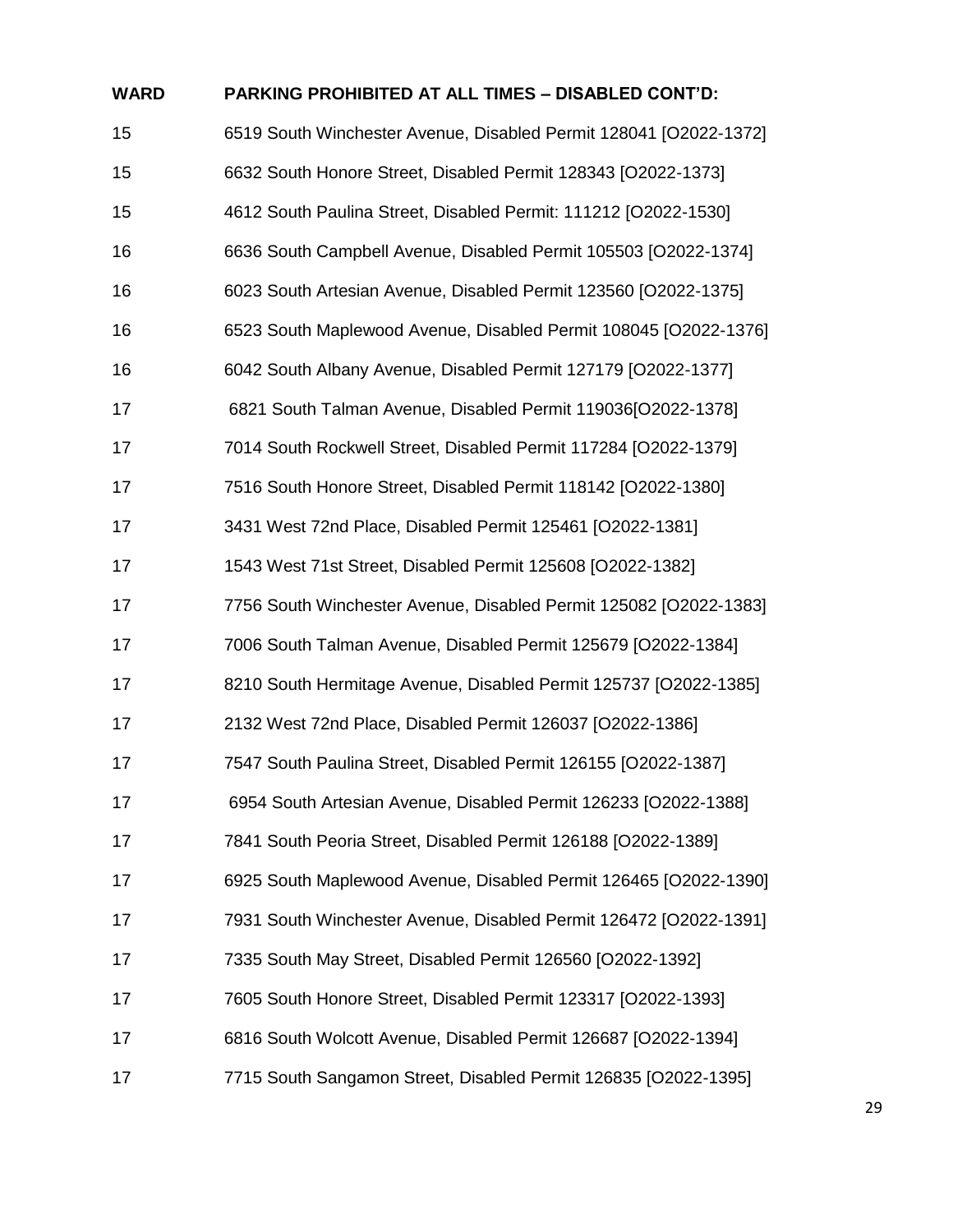| WARD | PARKING PROHIBITED AT ALL TIMES – DISABLED CONT'D: |
|---|---|
| 15 | 6519 South Winchester Avenue, Disabled Permit 128041 [O2022-1372] |
| 15 | 6632 South Honore Street, Disabled Permit 128343 [O2022-1373] |
| 15 | 4612 South Paulina Street, Disabled Permit: 111212 [O2022-1530] |
| 16 | 6636 South Campbell Avenue, Disabled Permit 105503 [O2022-1374] |
| 16 | 6023 South Artesian Avenue, Disabled Permit 123560 [O2022-1375] |
| 16 | 6523 South Maplewood Avenue, Disabled Permit 108045 [O2022-1376] |
| 16 | 6042 South Albany Avenue, Disabled Permit 127179 [O2022-1377] |
| 17 | 6821 South Talman Avenue, Disabled Permit 119036[O2022-1378] |
| 17 | 7014 South Rockwell Street, Disabled Permit 117284 [O2022-1379] |
| 17 | 7516 South Honore Street, Disabled Permit 118142 [O2022-1380] |
| 17 | 3431 West 72nd Place, Disabled Permit 125461 [O2022-1381] |
| 17 | 1543 West 71st Street, Disabled Permit 125608 [O2022-1382] |
| 17 | 7756 South Winchester Avenue, Disabled Permit 125082 [O2022-1383] |
| 17 | 7006 South Talman Avenue, Disabled Permit 125679 [O2022-1384] |
| 17 | 8210 South Hermitage Avenue, Disabled Permit 125737 [O2022-1385] |
| 17 | 2132 West 72nd Place, Disabled Permit 126037 [O2022-1386] |
| 17 | 7547 South Paulina Street, Disabled Permit 126155 [O2022-1387] |
| 17 | 6954 South Artesian Avenue, Disabled Permit 126233 [O2022-1388] |
| 17 | 7841 South Peoria Street, Disabled Permit 126188 [O2022-1389] |
| 17 | 6925 South Maplewood Avenue, Disabled Permit 126465 [O2022-1390] |
| 17 | 7931 South Winchester Avenue, Disabled Permit 126472 [O2022-1391] |
| 17 | 7335 South May Street, Disabled Permit 126560 [O2022-1392] |
| 17 | 7605 South Honore Street, Disabled Permit 123317 [O2022-1393] |
| 17 | 6816 South Wolcott Avenue, Disabled Permit 126687 [O2022-1394] |
| 17 | 7715 South Sangamon Street, Disabled Permit 126835 [O2022-1395] |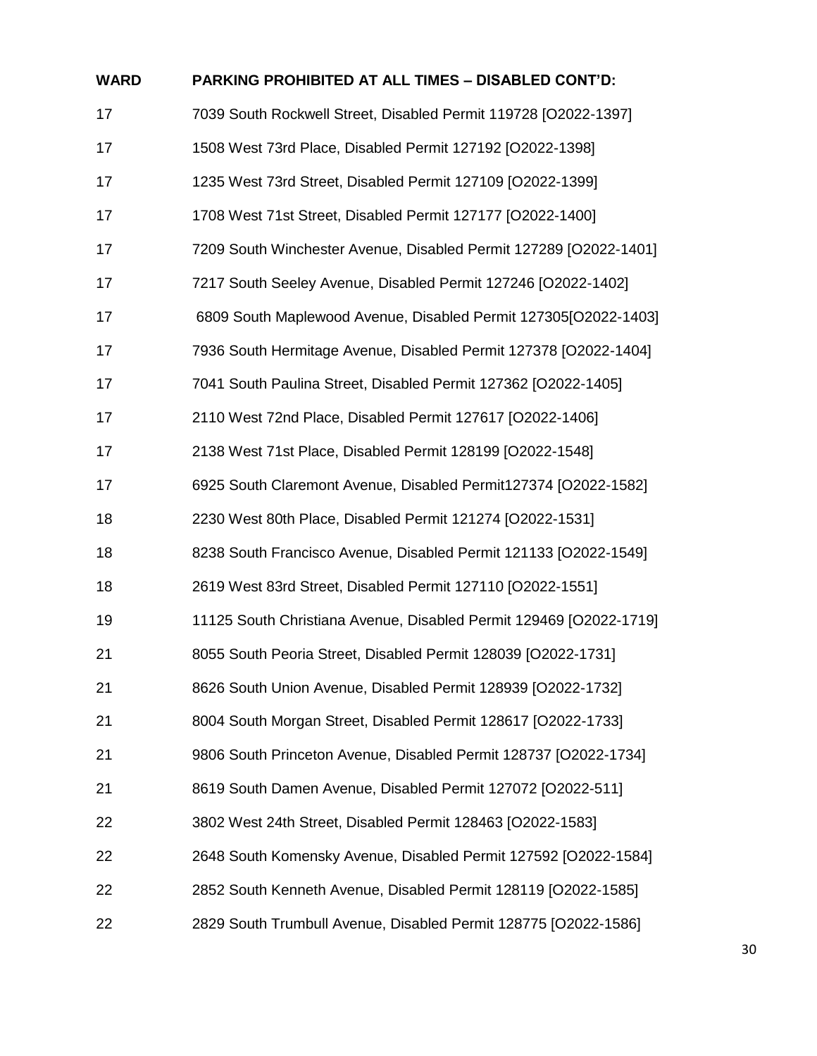| WARD | PARKING PROHIBITED AT ALL TIMES – DISABLED CONT'D: |
|---|---|
| 17 | 7039 South Rockwell Street, Disabled Permit 119728 [O2022-1397] |
| 17 | 1508 West 73rd Place, Disabled Permit 127192 [O2022-1398] |
| 17 | 1235 West 73rd Street, Disabled Permit 127109 [O2022-1399] |
| 17 | 1708 West 71st Street, Disabled Permit 127177 [O2022-1400] |
| 17 | 7209 South Winchester Avenue, Disabled Permit 127289 [O2022-1401] |
| 17 | 7217 South Seeley Avenue, Disabled Permit 127246 [O2022-1402] |
| 17 | 6809 South Maplewood Avenue, Disabled Permit 127305[O2022-1403] |
| 17 | 7936 South Hermitage Avenue, Disabled Permit 127378 [O2022-1404] |
| 17 | 7041 South Paulina Street, Disabled Permit 127362 [O2022-1405] |
| 17 | 2110 West 72nd Place, Disabled Permit 127617 [O2022-1406] |
| 17 | 2138 West 71st Place, Disabled Permit 128199 [O2022-1548] |
| 17 | 6925 South Claremont Avenue, Disabled Permit127374 [O2022-1582] |
| 18 | 2230 West 80th Place, Disabled Permit 121274 [O2022-1531] |
| 18 | 8238 South Francisco Avenue, Disabled Permit 121133 [O2022-1549] |
| 18 | 2619 West 83rd Street, Disabled Permit 127110 [O2022-1551] |
| 19 | 11125 South Christiana Avenue, Disabled Permit 129469 [O2022-1719] |
| 21 | 8055 South Peoria Street, Disabled Permit 128039 [O2022-1731] |
| 21 | 8626 South Union Avenue, Disabled Permit 128939 [O2022-1732] |
| 21 | 8004 South Morgan Street, Disabled Permit 128617 [O2022-1733] |
| 21 | 9806 South Princeton Avenue, Disabled Permit 128737 [O2022-1734] |
| 21 | 8619 South Damen Avenue, Disabled Permit 127072 [O2022-511] |
| 22 | 3802 West 24th Street, Disabled Permit 128463 [O2022-1583] |
| 22 | 2648 South Komensky Avenue, Disabled Permit 127592 [O2022-1584] |
| 22 | 2852 South Kenneth Avenue, Disabled Permit 128119 [O2022-1585] |
| 22 | 2829 South Trumbull Avenue, Disabled Permit 128775 [O2022-1586] |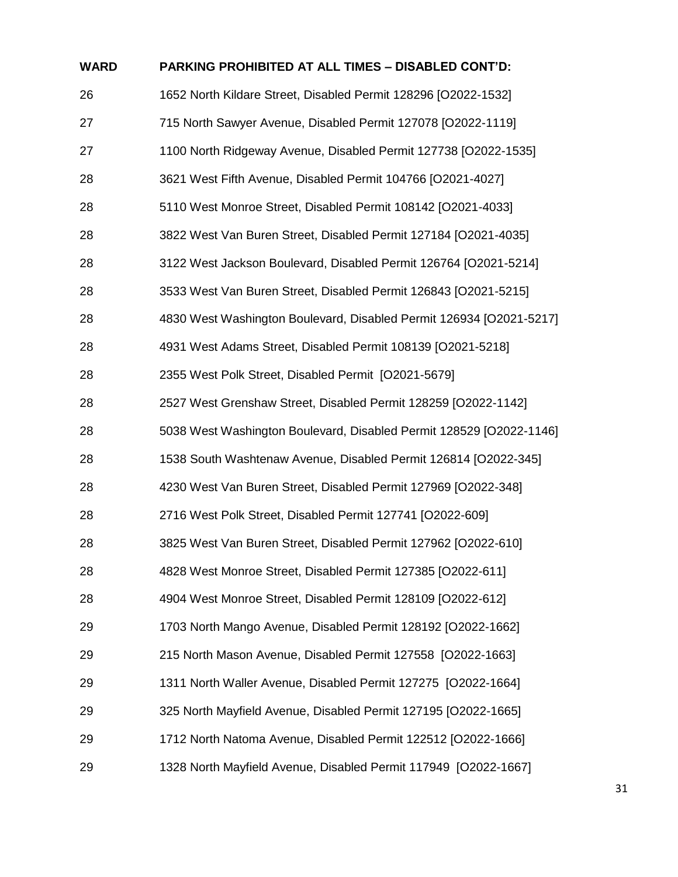| WARD | PARKING PROHIBITED AT ALL TIMES – DISABLED CONT'D: |
|---|---|
| 26 | 1652 North Kildare Street, Disabled Permit 128296 [O2022-1532] |
| 27 | 715 North Sawyer Avenue, Disabled Permit 127078 [O2022-1119] |
| 27 | 1100 North Ridgeway Avenue, Disabled Permit 127738 [O2022-1535] |
| 28 | 3621 West Fifth Avenue, Disabled Permit 104766 [O2021-4027] |
| 28 | 5110 West Monroe Street, Disabled Permit 108142 [O2021-4033] |
| 28 | 3822 West Van Buren Street, Disabled Permit 127184 [O2021-4035] |
| 28 | 3122 West Jackson Boulevard, Disabled Permit 126764 [O2021-5214] |
| 28 | 3533 West Van Buren Street, Disabled Permit 126843 [O2021-5215] |
| 28 | 4830 West Washington Boulevard, Disabled Permit 126934 [O2021-5217] |
| 28 | 4931 West Adams Street, Disabled Permit 108139 [O2021-5218] |
| 28 | 2355 West Polk Street, Disabled Permit [O2021-5679] |
| 28 | 2527 West Grenshaw Street, Disabled Permit 128259 [O2022-1142] |
| 28 | 5038 West Washington Boulevard, Disabled Permit 128529 [O2022-1146] |
| 28 | 1538 South Washtenaw Avenue, Disabled Permit 126814 [O2022-345] |
| 28 | 4230 West Van Buren Street, Disabled Permit 127969 [O2022-348] |
| 28 | 2716 West Polk Street, Disabled Permit 127741 [O2022-609] |
| 28 | 3825 West Van Buren Street, Disabled Permit 127962 [O2022-610] |
| 28 | 4828 West Monroe Street, Disabled Permit 127385 [O2022-611] |
| 28 | 4904 West Monroe Street, Disabled Permit 128109 [O2022-612] |
| 29 | 1703 North Mango Avenue, Disabled Permit 128192 [O2022-1662] |
| 29 | 215 North Mason Avenue, Disabled Permit 127558 [O2022-1663] |
| 29 | 1311 North Waller Avenue, Disabled Permit 127275 [O2022-1664] |
| 29 | 325 North Mayfield Avenue, Disabled Permit 127195 [O2022-1665] |
| 29 | 1712 North Natoma Avenue, Disabled Permit 122512 [O2022-1666] |
| 29 | 1328 North Mayfield Avenue, Disabled Permit 117949 [O2022-1667] |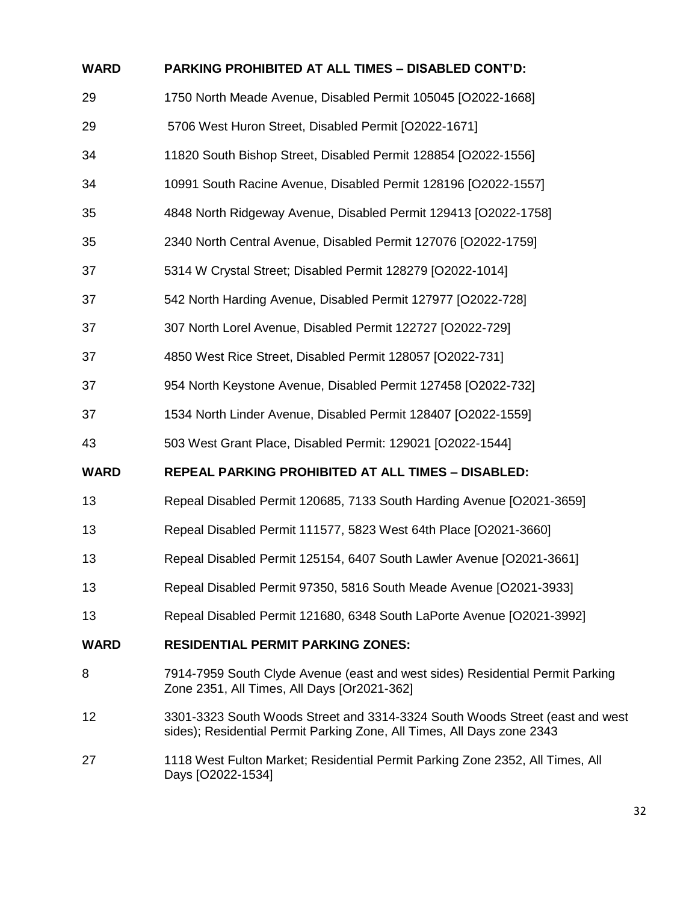| WARD | PARKING PROHIBITED AT ALL TIMES – DISABLED CONT'D: |
| --- | --- |
| 29 | 1750 North Meade Avenue, Disabled Permit 105045 [O2022-1668] |
| 29 | 5706 West Huron Street, Disabled Permit [O2022-1671] |
| 34 | 11820 South Bishop Street, Disabled Permit 128854 [O2022-1556] |
| 34 | 10991 South Racine Avenue, Disabled Permit 128196 [O2022-1557] |
| 35 | 4848 North Ridgeway Avenue, Disabled Permit 129413 [O2022-1758] |
| 35 | 2340 North Central Avenue, Disabled Permit 127076 [O2022-1759] |
| 37 | 5314 W Crystal Street; Disabled Permit 128279 [O2022-1014] |
| 37 | 542 North Harding Avenue, Disabled Permit 127977 [O2022-728] |
| 37 | 307 North Lorel Avenue, Disabled Permit 122727 [O2022-729] |
| 37 | 4850 West Rice Street, Disabled Permit 128057 [O2022-731] |
| 37 | 954 North Keystone Avenue, Disabled Permit 127458 [O2022-732] |
| 37 | 1534 North Linder Avenue, Disabled Permit 128407 [O2022-1559] |
| 43 | 503 West Grant Place, Disabled Permit: 129021 [O2022-1544] |

| WARD | REPEAL PARKING PROHIBITED AT ALL TIMES – DISABLED: |
| --- | --- |
| 13 | Repeal Disabled Permit 120685, 7133 South Harding Avenue [O2021-3659] |
| 13 | Repeal Disabled Permit 111577, 5823 West 64th Place [O2021-3660] |
| 13 | Repeal Disabled Permit 125154, 6407 South Lawler Avenue [O2021-3661] |
| 13 | Repeal Disabled Permit 97350, 5816 South Meade Avenue [O2021-3933] |
| 13 | Repeal Disabled Permit 121680, 6348 South LaPorte Avenue [O2021-3992] |

| WARD | RESIDENTIAL PERMIT PARKING ZONES: |
| --- | --- |
| 8 | 7914-7959 South Clyde Avenue (east and west sides) Residential Permit Parking Zone 2351, All Times, All Days [Or2021-362] |
| 12 | 3301-3323 South Woods Street and 3314-3324 South Woods Street (east and west sides); Residential Permit Parking Zone, All Times, All Days zone 2343 |
| 27 | 1118 West Fulton Market; Residential Permit Parking Zone 2352, All Times, All Days [O2022-1534] |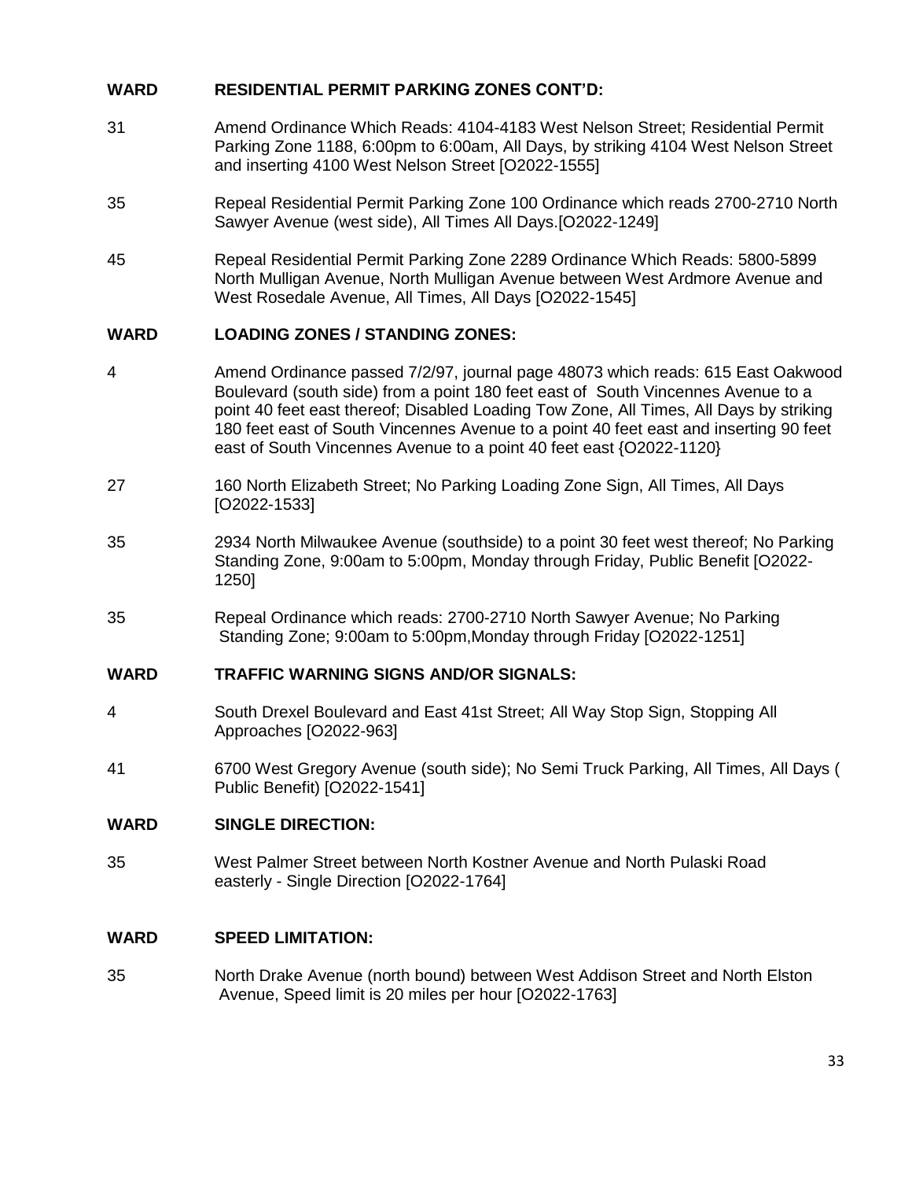| WARD | RESIDENTIAL PERMIT PARKING ZONES CONT'D: |
|---|---|
| 31 | Amend Ordinance Which Reads: 4104-4183 West Nelson Street; Residential Permit Parking Zone 1188, 6:00pm to 6:00am, All Days, by striking 4104 West Nelson Street and inserting 4100 West Nelson Street [O2022-1555] |
| 35 | Repeal Residential Permit Parking Zone 100 Ordinance which reads 2700-2710 North Sawyer Avenue (west side), All Times All Days.[O2022-1249] |
| 45 | Repeal Residential Permit Parking Zone 2289 Ordinance Which Reads: 5800-5899 North Mulligan Avenue, North Mulligan Avenue between West Ardmore Avenue and West Rosedale Avenue, All Times, All Days [O2022-1545] |

| WARD | LOADING ZONES / STANDING ZONES: |
|---|---|
| 4 | Amend Ordinance passed 7/2/97, journal page 48073 which reads: 615 East Oakwood Boulevard (south side) from a point 180 feet east of South Vincennes Avenue to a point 40 feet east thereof; Disabled Loading Tow Zone, All Times, All Days by striking 180 feet east of South Vincennes Avenue to a point 40 feet east and inserting 90 feet east of South Vincennes Avenue to a point 40 feet east {O2022-1120} |
| 27 | 160 North Elizabeth Street; No Parking Loading Zone Sign, All Times, All Days [O2022-1533] |
| 35 | 2934 North Milwaukee Avenue (southside) to a point 30 feet west thereof; No Parking Standing Zone, 9:00am to 5:00pm, Monday through Friday, Public Benefit [O2022-1250] |
| 35 | Repeal Ordinance which reads: 2700-2710 North Sawyer Avenue; No Parking Standing Zone; 9:00am to 5:00pm,Monday through Friday [O2022-1251] |

| WARD | TRAFFIC WARNING SIGNS AND/OR SIGNALS: |
|---|---|
| 4 | South Drexel Boulevard and East 41st Street; All Way Stop Sign, Stopping All Approaches [O2022-963] |
| 41 | 6700 West Gregory Avenue (south side); No Semi Truck Parking, All Times, All Days ( Public Benefit) [O2022-1541] |

| WARD | SINGLE DIRECTION: |
|---|---|
| 35 | West Palmer Street between North Kostner Avenue and North Pulaski Road easterly - Single Direction [O2022-1764] |

| WARD | SPEED LIMITATION: |
|---|---|
| 35 | North Drake Avenue (north bound) between West Addison Street and North Elston Avenue, Speed limit is 20 miles per hour [O2022-1763] |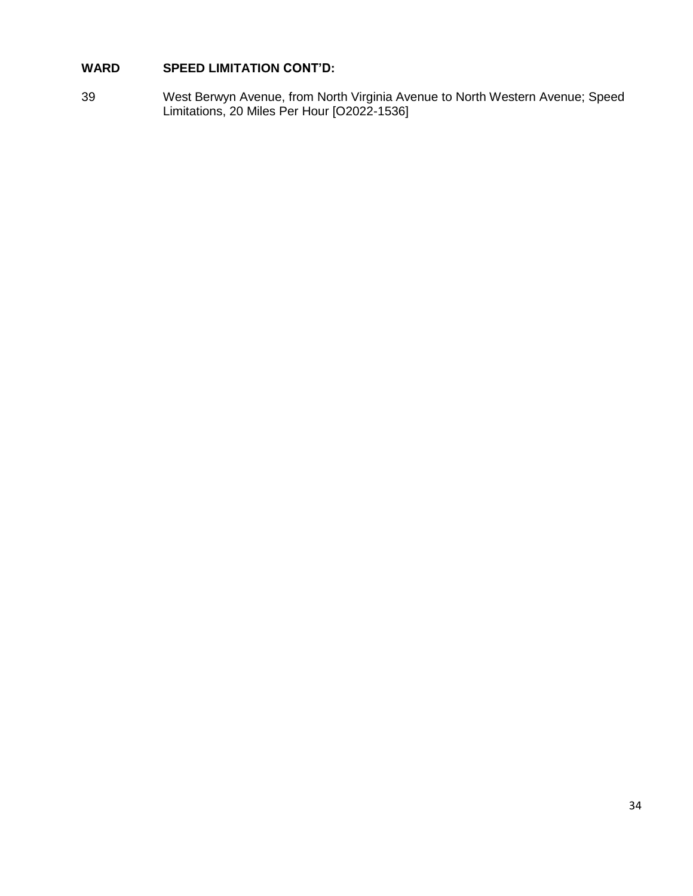| WARD | SPEED LIMITATION CONT'D: |
|---|---|
| 39 | West Berwyn Avenue, from North Virginia Avenue to North Western Avenue; Speed Limitations, 20 Miles Per Hour [O2022-1536] |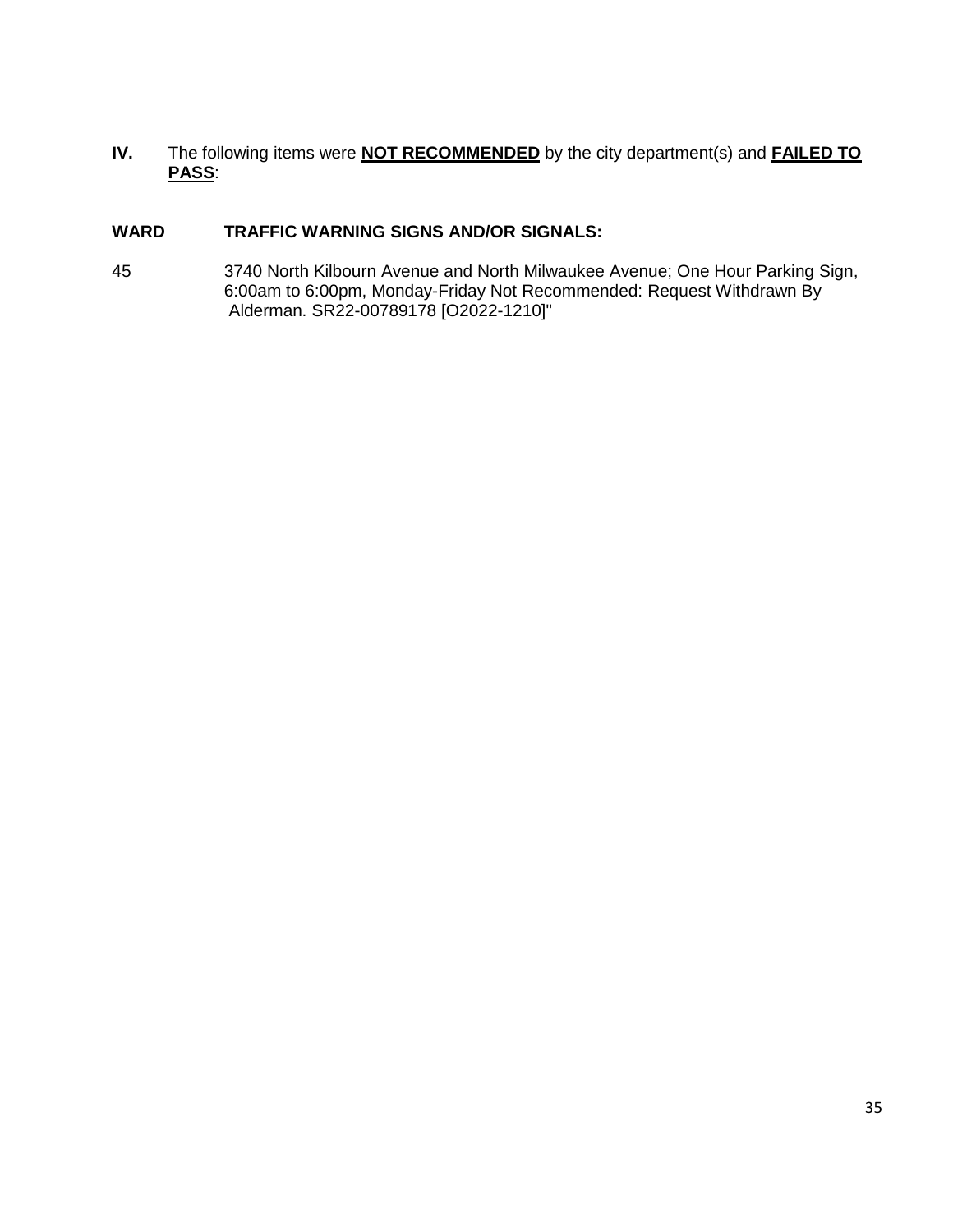**IV.** The following items were **NOT RECOMMENDED** by the city department(s) and **FAILED TO PASS**:

| WARD | TRAFFIC WARNING SIGNS AND/OR SIGNALS: |
|---|---|
| 45 | 3740 North Kilbourn Avenue and North Milwaukee Avenue; One Hour Parking Sign, 6:00am to 6:00pm, Monday-Friday Not Recommended: Request Withdrawn By Alderman. SR22-00789178 [O2022-1210]" |